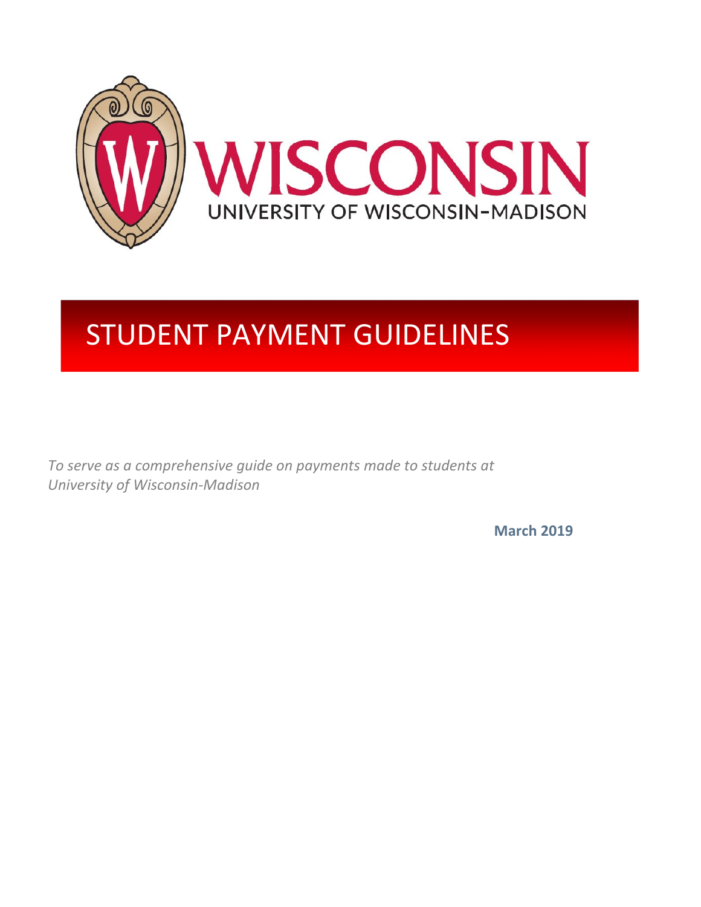WISCONSIN

UNIVERSITY OF WISCONSIN–MADISON

# STUDENT PAYMENT GUIDELINES

*To serve as a comprehensive guide on payments made to students at University of Wisconsin-Madison*

**March 2019**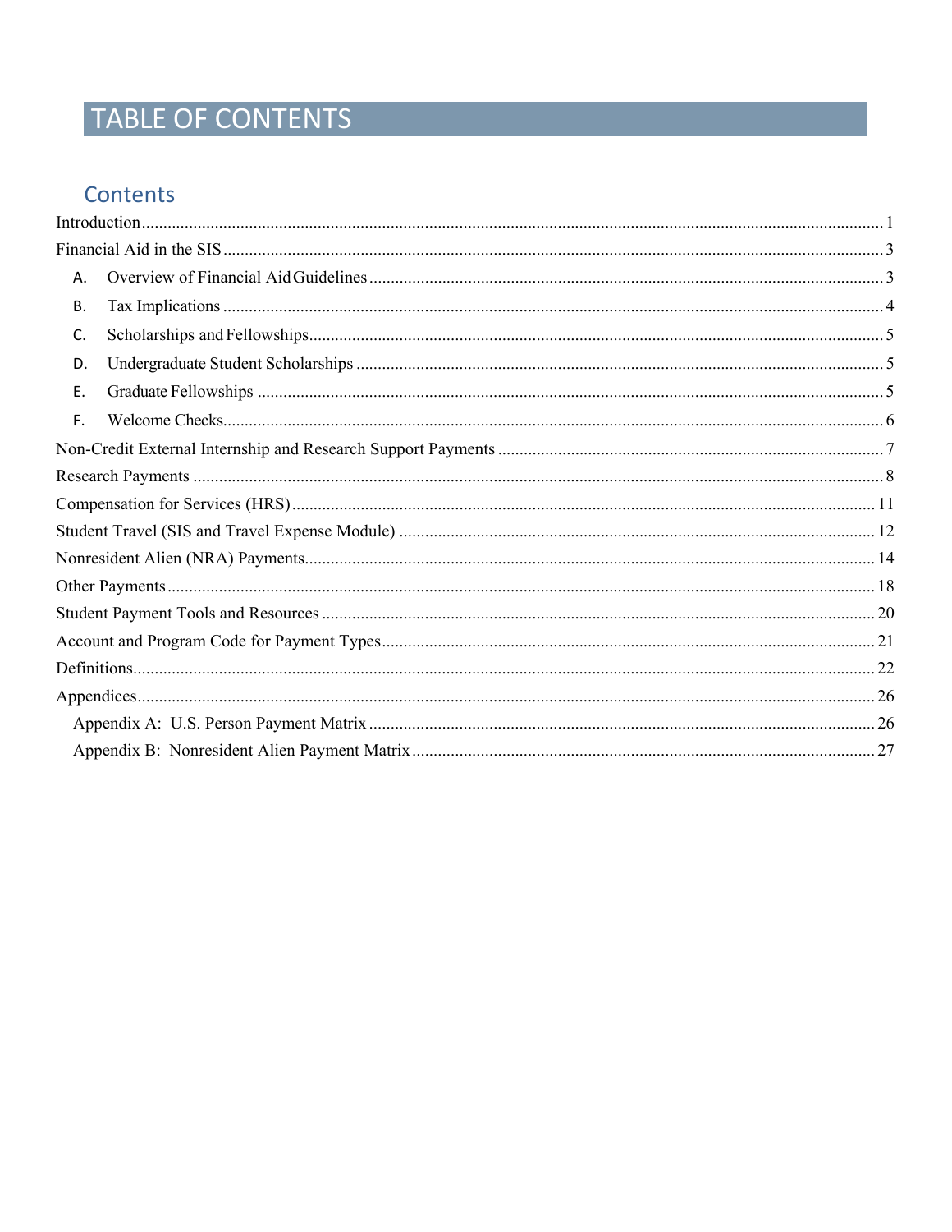# TABLE OF CONTENTS

## Contents

Introduction ..... 1

Financial Aid in the SIS ..... 3

- A. Overview of Financial Aid Guidelines ..... 3
- B. Tax Implications ..... 4
- C. Scholarships and Fellowships ..... 5
- D. Undergraduate Student Scholarships ..... 5
- E. Graduate Fellowships ..... 5
- F. Welcome Checks ..... 6

Non-Credit External Internship and Research Support Payments ..... 7

Research Payments ..... 8

Compensation for Services (HRS) ..... 11

Student Travel (SIS and Travel Expense Module) ..... 12

Nonresident Alien (NRA) Payments ..... 14

Other Payments ..... 18

Student Payment Tools and Resources ..... 20

Account and Program Code for Payment Types ..... 21

Definitions ..... 22

Appendices ..... 26

- Appendix A: U.S. Person Payment Matrix ..... 26
- Appendix B: Nonresident Alien Payment Matrix ..... 27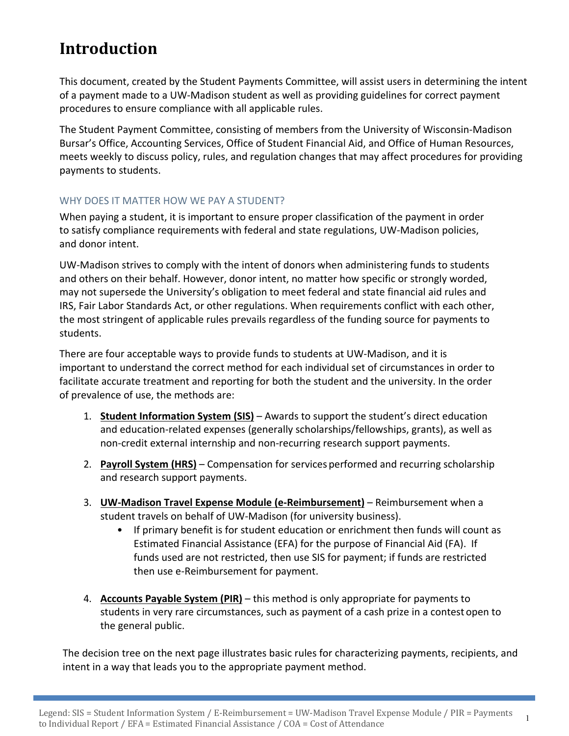# Introduction

This document, created by the Student Payments Committee, will assist users in determining the intent of a payment made to a UW-Madison student as well as providing guidelines for correct payment procedures to ensure compliance with all applicable rules.

The Student Payment Committee, consisting of members from the University of Wisconsin-Madison Bursar's Office, Accounting Services, Office of Student Financial Aid, and Office of Human Resources, meets weekly to discuss policy, rules, and regulation changes that may affect procedures for providing payments to students.

## WHY DOES IT MATTER HOW WE PAY A STUDENT?

When paying a student, it is important to ensure proper classification of the payment in order to satisfy compliance requirements with federal and state regulations, UW-Madison policies, and donor intent.

UW-Madison strives to comply with the intent of donors when administering funds to students and others on their behalf. However, donor intent, no matter how specific or strongly worded, may not supersede the University's obligation to meet federal and state financial aid rules and IRS, Fair Labor Standards Act, or other regulations. When requirements conflict with each other, the most stringent of applicable rules prevails regardless of the funding source for payments to students.

There are four acceptable ways to provide funds to students at UW-Madison, and it is important to understand the correct method for each individual set of circumstances in order to facilitate accurate treatment and reporting for both the student and the university. In the order of prevalence of use, the methods are:

1. **Student Information System (SIS)** – Awards to support the student's direct education and education-related expenses (generally scholarships/fellowships, grants), as well as non-credit external internship and non-recurring research support payments.

2. **Payroll System (HRS)** – Compensation for services performed and recurring scholarship and research support payments.

3. **UW-Madison Travel Expense Module (e-Reimbursement)** – Reimbursement when a student travels on behalf of UW-Madison (for university business).
   - If primary benefit is for student education or enrichment then funds will count as Estimated Financial Assistance (EFA) for the purpose of Financial Aid (FA). If funds used are not restricted, then use SIS for payment; if funds are restricted then use e-Reimbursement for payment.

4. **Accounts Payable System (PIR)** – this method is only appropriate for payments to students in very rare circumstances, such as payment of a cash prize in a contest open to the general public.

The decision tree on the next page illustrates basic rules for characterizing payments, recipients, and intent in a way that leads you to the appropriate payment method.

Legend: SIS = Student Information System / E-Reimbursement = UW-Madison Travel Expense Module / PIR = Payments to Individual Report / EFA = Estimated Financial Assistance / COA = Cost of Attendance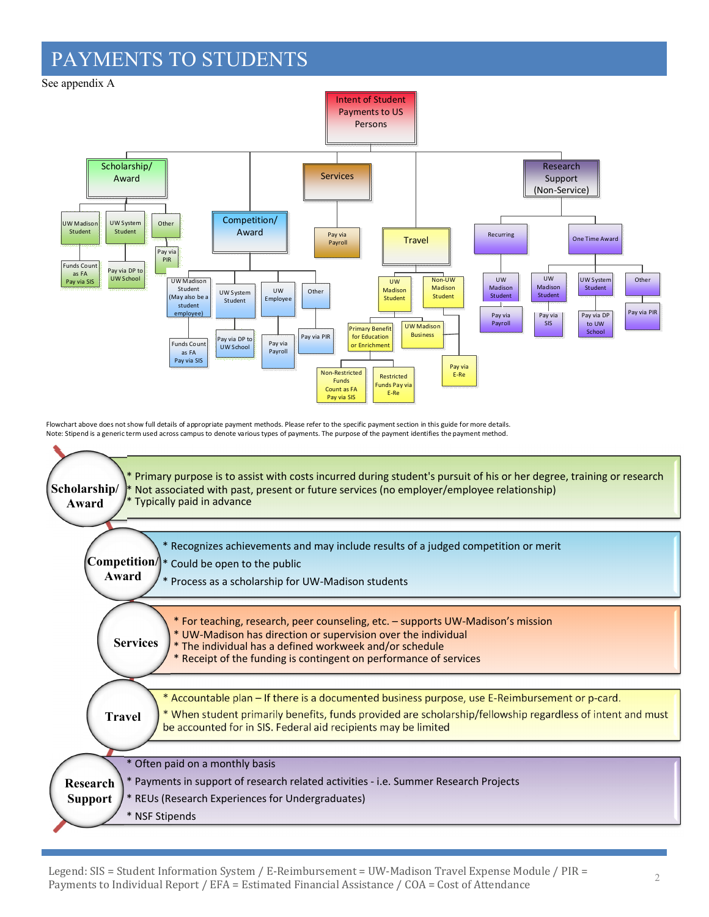# PAYMENTS TO STUDENTS

See appendix A

**Intent of Student Payments to US Persons**

- **Scholarship/ Award**
  - UW Madison Student
    - Funds Count as FA Pay via SIS
  - UW System Student
    - Pay via DP to UW School
  - Other
    - Pay via PIR
- **Competition/ Award**
  - UW Madison Student (May also be a student employee)
    - Funds Count as FA Pay via SIS
  - UW System Student
    - Pay via DP to UW School
  - UW Employee
    - Pay via Payroll
  - Other
    - Pay via PIR
- **Services**
  - Pay via Payroll
- **Travel**
  - UW Madison Student
    - Primary Benefit for Education or Enrichment
      - Non-Restricted Funds Count as FA Pay via SIS
      - Restricted Funds Pay via E-Re
    - UW Madison Business
  - Non-UW Madison Student
    - Pay via E-Re
- **Research Support (Non-Service)**
  - Recurring
    - UW Madison Student
      - Pay via Payroll
  - One Time Award
    - UW Madison Student
      - Pay via SIS
    - UW System Student
      - Pay via DP to UW School
    - Other
      - Pay via PIR

Flowchart above does not show full details of appropriate payment methods. Please refer to the specific payment section in this guide for more details.
Note: Stipend is a generic term used across campus to denote various types of payments. The purpose of the payment identifies the payment method.

**Scholarship/ Award**
* Primary purpose is to assist with costs incurred during student's pursuit of his or her degree, training or research
* Not associated with past, present or future services (no employer/employee relationship)
* Typically paid in advance

**Competition/ Award**
* Recognizes achievements and may include results of a judged competition or merit
* Could be open to the public
* Process as a scholarship for UW-Madison students

**Services**
* For teaching, research, peer counseling, etc. – supports UW-Madison's mission
* UW-Madison has direction or supervision over the individual
* The individual has a defined workweek and/or schedule
* Receipt of the funding is contingent on performance of services

**Travel**
* Accountable plan – If there is a documented business purpose, use E-Reimbursement or p-card.
* When student primarily benefits, funds provided are scholarship/fellowship regardless of intent and must be accounted for in SIS. Federal aid recipients may be limited

**Research Support**
* Often paid on a monthly basis
* Payments in support of research related activities - i.e. Summer Research Projects
* REUs (Research Experiences for Undergraduates)
* NSF Stipends

Legend: SIS = Student Information System / E-Reimbursement = UW-Madison Travel Expense Module / PIR = Payments to Individual Report / EFA = Estimated Financial Assistance / COA = Cost of Attendance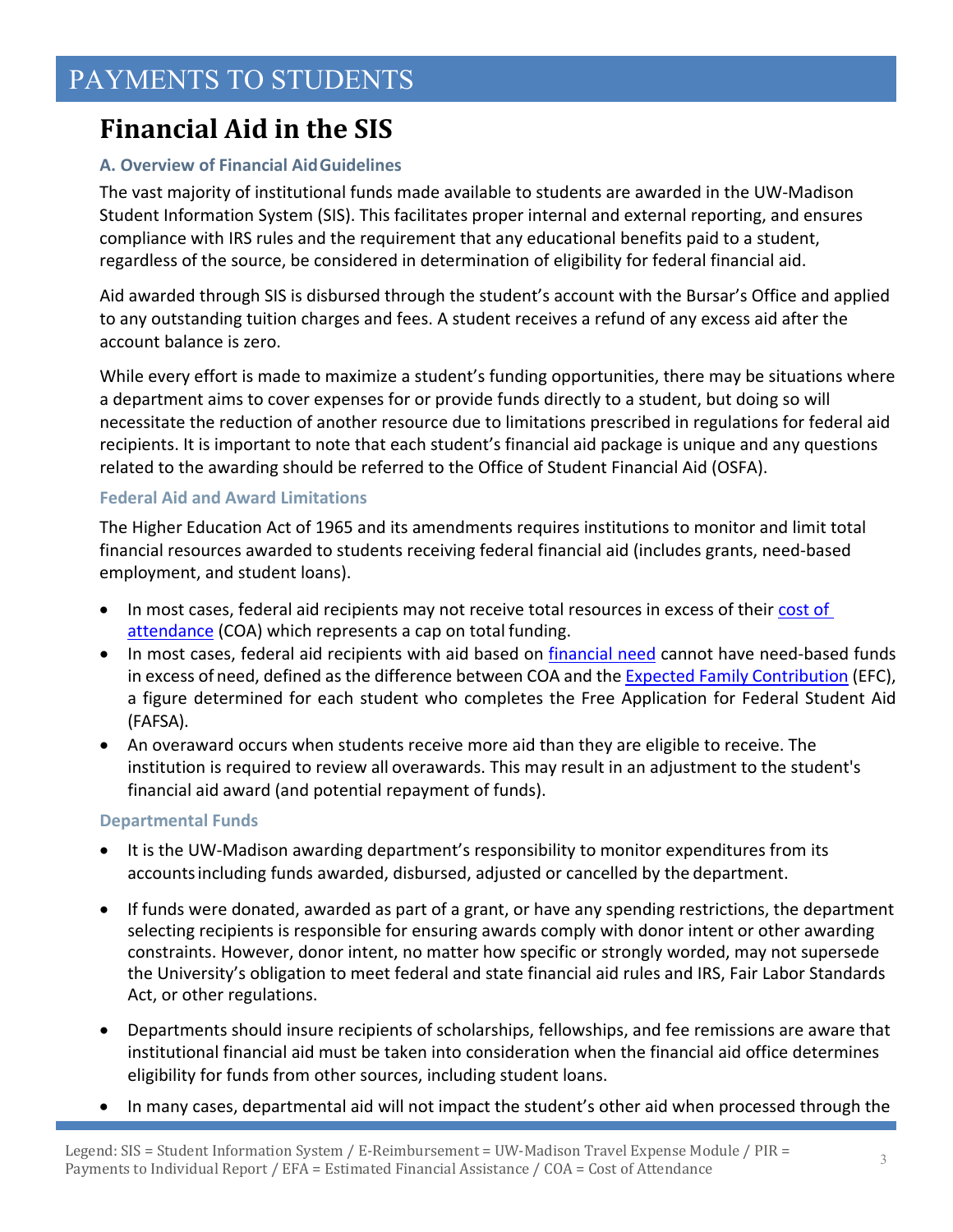# PAYMENTS TO STUDENTS

## Financial Aid in the SIS

### A. Overview of Financial Aid Guidelines

The vast majority of institutional funds made available to students are awarded in the UW-Madison Student Information System (SIS). This facilitates proper internal and external reporting, and ensures compliance with IRS rules and the requirement that any educational benefits paid to a student, regardless of the source, be considered in determination of eligibility for federal financial aid.

Aid awarded through SIS is disbursed through the student's account with the Bursar's Office and applied to any outstanding tuition charges and fees. A student receives a refund of any excess aid after the account balance is zero.

While every effort is made to maximize a student's funding opportunities, there may be situations where a department aims to cover expenses for or provide funds directly to a student, but doing so will necessitate the reduction of another resource due to limitations prescribed in regulations for federal aid recipients. It is important to note that each student's financial aid package is unique and any questions related to the awarding should be referred to the Office of Student Financial Aid (OSFA).

#### Federal Aid and Award Limitations

The Higher Education Act of 1965 and its amendments requires institutions to monitor and limit total financial resources awarded to students receiving federal financial aid (includes grants, need-based employment, and student loans).

- In most cases, federal aid recipients may not receive total resources in excess of their cost of attendance (COA) which represents a cap on total funding.
- In most cases, federal aid recipients with aid based on financial need cannot have need-based funds in excess of need, defined as the difference between COA and the Expected Family Contribution (EFC), a figure determined for each student who completes the Free Application for Federal Student Aid (FAFSA).
- An overaward occurs when students receive more aid than they are eligible to receive. The institution is required to review all overawards. This may result in an adjustment to the student's financial aid award (and potential repayment of funds).

#### Departmental Funds

- It is the UW-Madison awarding department's responsibility to monitor expenditures from its accounts including funds awarded, disbursed, adjusted or cancelled by the department.
- If funds were donated, awarded as part of a grant, or have any spending restrictions, the department selecting recipients is responsible for ensuring awards comply with donor intent or other awarding constraints. However, donor intent, no matter how specific or strongly worded, may not supersede the University's obligation to meet federal and state financial aid rules and IRS, Fair Labor Standards Act, or other regulations.
- Departments should insure recipients of scholarships, fellowships, and fee remissions are aware that institutional financial aid must be taken into consideration when the financial aid office determines eligibility for funds from other sources, including student loans.
- In many cases, departmental aid will not impact the student's other aid when processed through the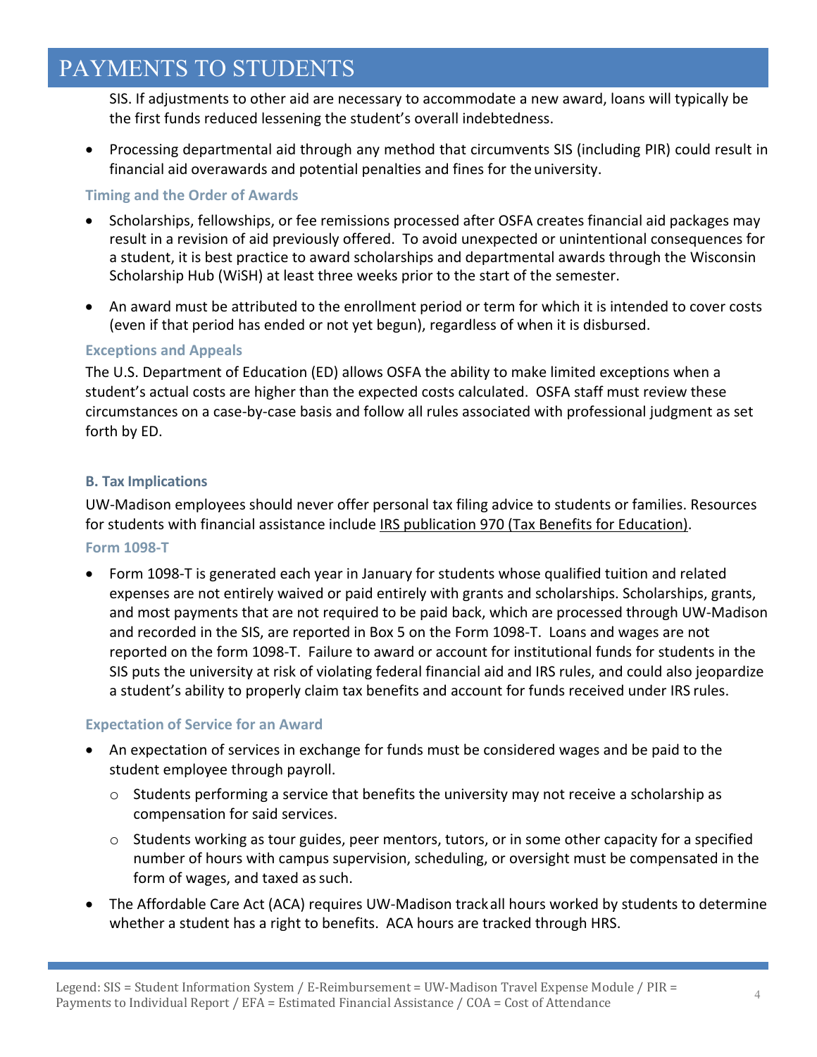SIS. If adjustments to other aid are necessary to accommodate a new award, loans will typically be the first funds reduced lessening the student's overall indebtedness.

- Processing departmental aid through any method that circumvents SIS (including PIR) could result in financial aid overawards and potential penalties and fines for the university.

### Timing and the Order of Awards

- Scholarships, fellowships, or fee remissions processed after OSFA creates financial aid packages may result in a revision of aid previously offered. To avoid unexpected or unintentional consequences for a student, it is best practice to award scholarships and departmental awards through the Wisconsin Scholarship Hub (WiSH) at least three weeks prior to the start of the semester.
- An award must be attributed to the enrollment period or term for which it is intended to cover costs (even if that period has ended or not yet begun), regardless of when it is disbursed.

### Exceptions and Appeals

The U.S. Department of Education (ED) allows OSFA the ability to make limited exceptions when a student's actual costs are higher than the expected costs calculated. OSFA staff must review these circumstances on a case-by-case basis and follow all rules associated with professional judgment as set forth by ED.

## B. Tax Implications

UW-Madison employees should never offer personal tax filing advice to students or families. Resources for students with financial assistance include IRS publication 970 (Tax Benefits for Education).

### Form 1098-T

- Form 1098-T is generated each year in January for students whose qualified tuition and related expenses are not entirely waived or paid entirely with grants and scholarships. Scholarships, grants, and most payments that are not required to be paid back, which are processed through UW-Madison and recorded in the SIS, are reported in Box 5 on the Form 1098-T. Loans and wages are not reported on the form 1098-T. Failure to award or account for institutional funds for students in the SIS puts the university at risk of violating federal financial aid and IRS rules, and could also jeopardize a student's ability to properly claim tax benefits and account for funds received under IRS rules.

### Expectation of Service for an Award

- An expectation of services in exchange for funds must be considered wages and be paid to the student employee through payroll.
  - Students performing a service that benefits the university may not receive a scholarship as compensation for said services.
  - Students working as tour guides, peer mentors, tutors, or in some other capacity for a specified number of hours with campus supervision, scheduling, or oversight must be compensated in the form of wages, and taxed as such.
- The Affordable Care Act (ACA) requires UW-Madison track all hours worked by students to determine whether a student has a right to benefits. ACA hours are tracked through HRS.

Legend: SIS = Student Information System / E-Reimbursement = UW-Madison Travel Expense Module / PIR = Payments to Individual Report / EFA = Estimated Financial Assistance / COA = Cost of Attendance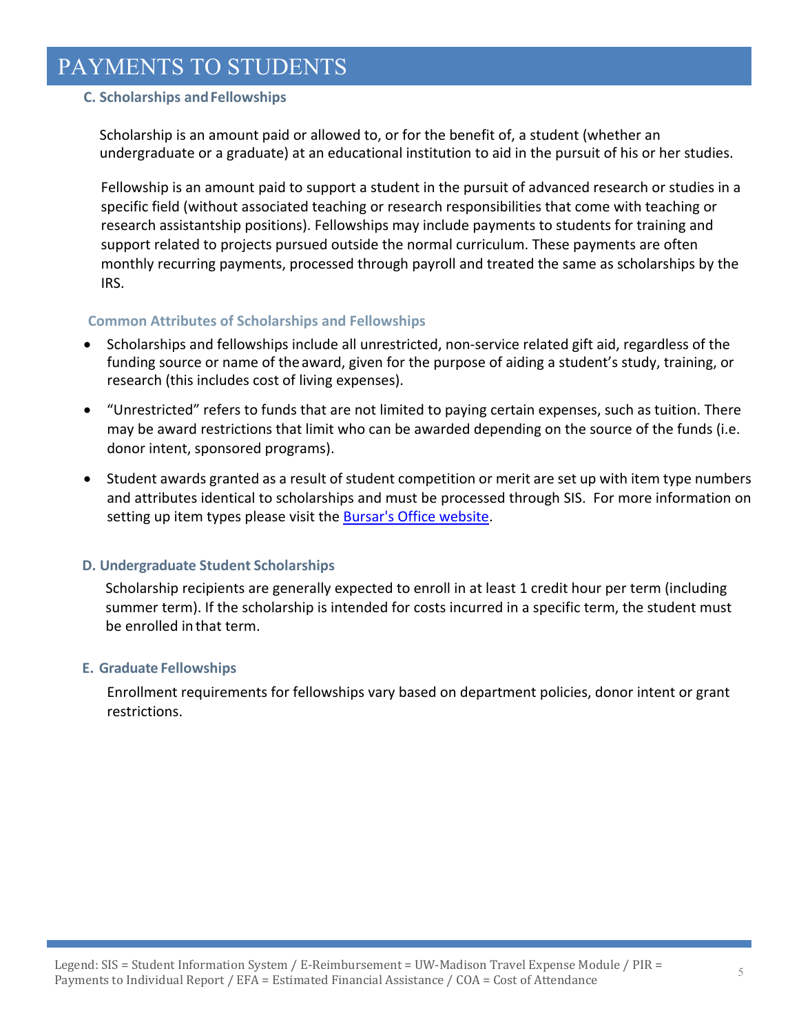# PAYMENTS TO STUDENTS

### C. Scholarships and Fellowships

Scholarship is an amount paid or allowed to, or for the benefit of, a student (whether an undergraduate or a graduate) at an educational institution to aid in the pursuit of his or her studies.

Fellowship is an amount paid to support a student in the pursuit of advanced research or studies in a specific field (without associated teaching or research responsibilities that come with teaching or research assistantship positions). Fellowships may include payments to students for training and support related to projects pursued outside the normal curriculum. These payments are often monthly recurring payments, processed through payroll and treated the same as scholarships by the IRS.

#### Common Attributes of Scholarships and Fellowships

- Scholarships and fellowships include all unrestricted, non-service related gift aid, regardless of the funding source or name of the award, given for the purpose of aiding a student's study, training, or research (this includes cost of living expenses).
- "Unrestricted" refers to funds that are not limited to paying certain expenses, such as tuition. There may be award restrictions that limit who can be awarded depending on the source of the funds (i.e. donor intent, sponsored programs).
- Student awards granted as a result of student competition or merit are set up with item type numbers and attributes identical to scholarships and must be processed through SIS. For more information on setting up item types please visit the Bursar's Office website.

### D. Undergraduate Student Scholarships

Scholarship recipients are generally expected to enroll in at least 1 credit hour per term (including summer term). If the scholarship is intended for costs incurred in a specific term, the student must be enrolled in that term.

### E. Graduate Fellowships

Enrollment requirements for fellowships vary based on department policies, donor intent or grant restrictions.

Legend: SIS = Student Information System / E-Reimbursement = UW-Madison Travel Expense Module / PIR = Payments to Individual Report / EFA = Estimated Financial Assistance / COA = Cost of Attendance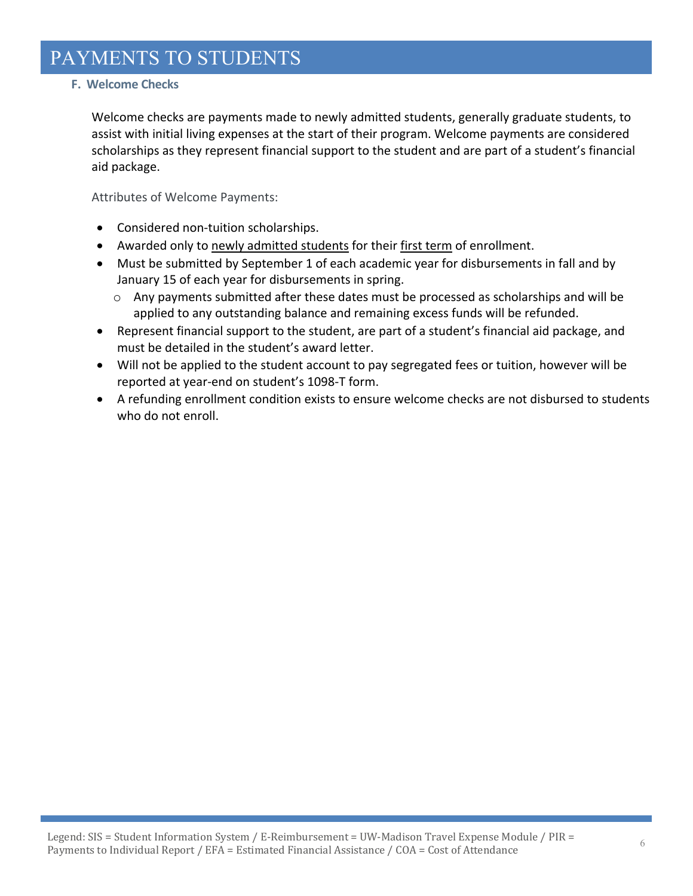# PAYMENTS TO STUDENTS

### F. Welcome Checks

Welcome checks are payments made to newly admitted students, generally graduate students, to assist with initial living expenses at the start of their program. Welcome payments are considered scholarships as they represent financial support to the student and are part of a student's financial aid package.

Attributes of Welcome Payments:

- Considered non-tuition scholarships.
- Awarded only to newly admitted students for their first term of enrollment.
- Must be submitted by September 1 of each academic year for disbursements in fall and by January 15 of each year for disbursements in spring.
  - Any payments submitted after these dates must be processed as scholarships and will be applied to any outstanding balance and remaining excess funds will be refunded.
- Represent financial support to the student, are part of a student's financial aid package, and must be detailed in the student's award letter.
- Will not be applied to the student account to pay segregated fees or tuition, however will be reported at year-end on student's 1098-T form.
- A refunding enrollment condition exists to ensure welcome checks are not disbursed to students who do not enroll.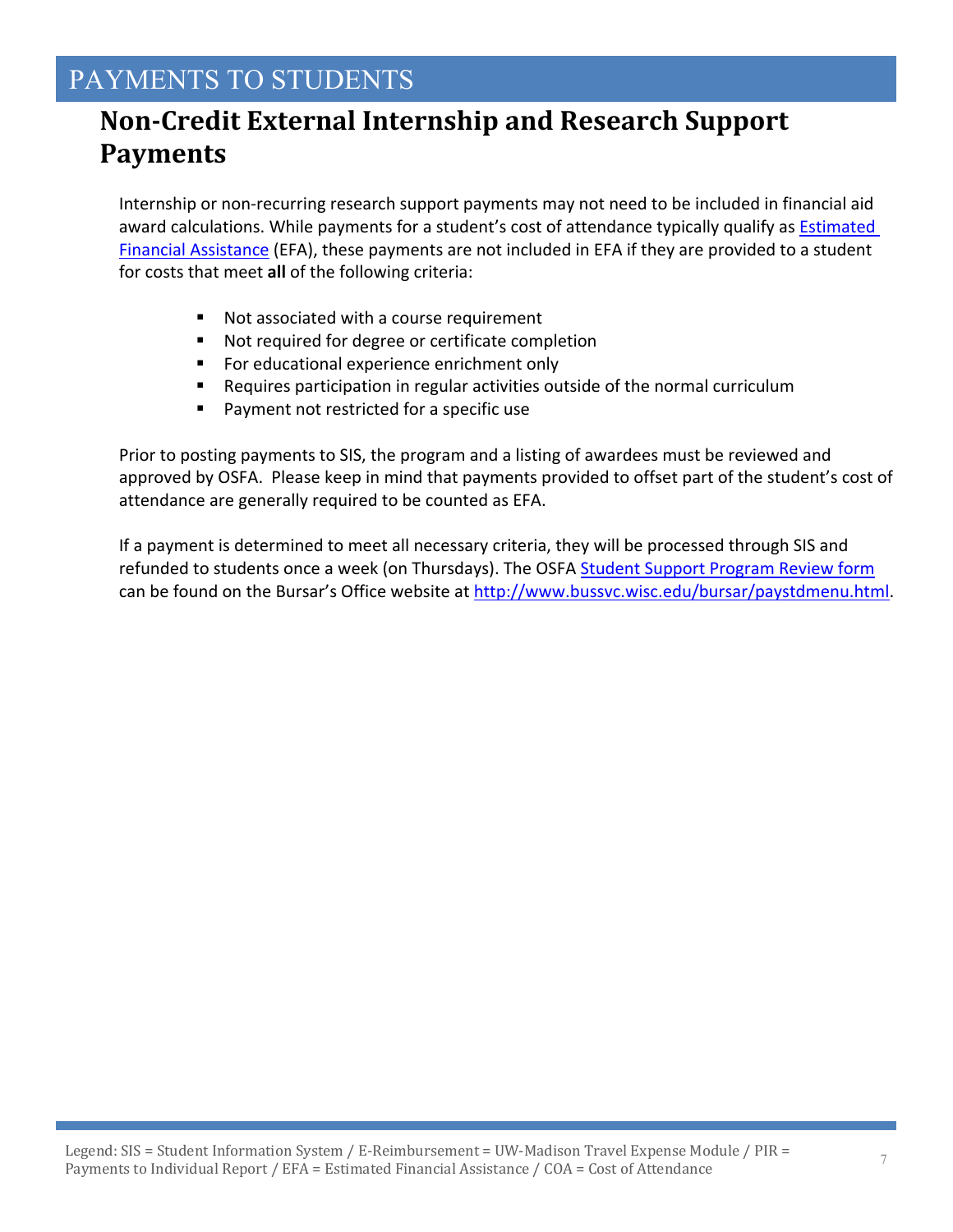# PAYMENTS TO STUDENTS

## Non-Credit External Internship and Research Support Payments

Internship or non-recurring research support payments may not need to be included in financial aid award calculations. While payments for a student's cost of attendance typically qualify as [Estimated Financial Assistance]() (EFA), these payments are not included in EFA if they are provided to a student for costs that meet **all** of the following criteria:

- Not associated with a course requirement
- Not required for degree or certificate completion
- For educational experience enrichment only
- Requires participation in regular activities outside of the normal curriculum
- Payment not restricted for a specific use

Prior to posting payments to SIS, the program and a listing of awardees must be reviewed and approved by OSFA. Please keep in mind that payments provided to offset part of the student's cost of attendance are generally required to be counted as EFA.

If a payment is determined to meet all necessary criteria, they will be processed through SIS and refunded to students once a week (on Thursdays). The OSFA [Student Support Program Review form]() can be found on the Bursar's Office website at [http://www.bussvc.wisc.edu/bursar/paystdmenu.html](http://www.bussvc.wisc.edu/bursar/paystdmenu.html).

Legend: SIS = Student Information System / E-Reimbursement = UW-Madison Travel Expense Module / PIR = Payments to Individual Report / EFA = Estimated Financial Assistance / COA = Cost of Attendance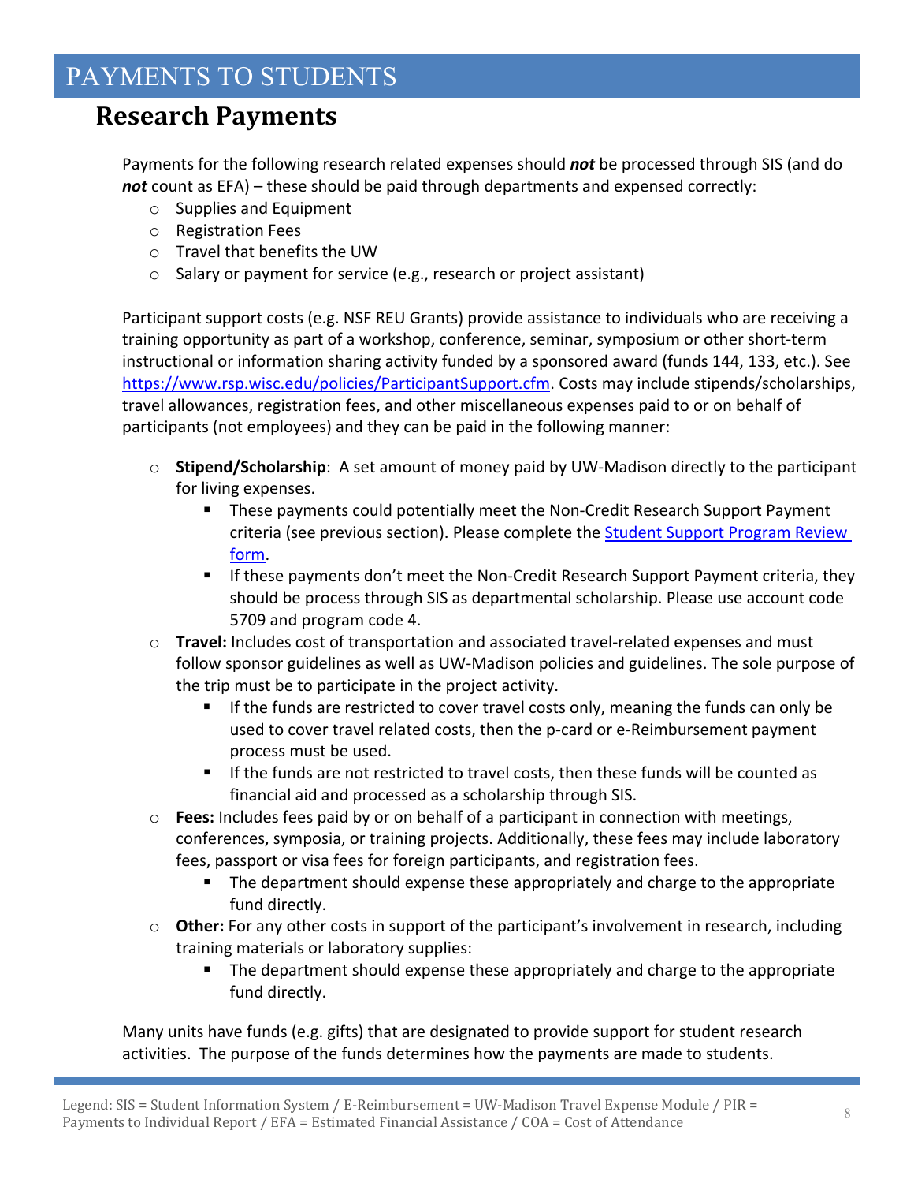# PAYMENTS TO STUDENTS

## Research Payments

Payments for the following research related expenses should ***not*** be processed through SIS (and do ***not*** count as EFA) – these should be paid through departments and expensed correctly:

- Supplies and Equipment
- Registration Fees
- Travel that benefits the UW
- Salary or payment for service (e.g., research or project assistant)

Participant support costs (e.g. NSF REU Grants) provide assistance to individuals who are receiving a training opportunity as part of a workshop, conference, seminar, symposium or other short-term instructional or information sharing activity funded by a sponsored award (funds 144, 133, etc.). See [https://www.rsp.wisc.edu/policies/ParticipantSupport.cfm](https://www.rsp.wisc.edu/policies/ParticipantSupport.cfm). Costs may include stipends/scholarships, travel allowances, registration fees, and other miscellaneous expenses paid to or on behalf of participants (not employees) and they can be paid in the following manner:

- **Stipend/Scholarship**: A set amount of money paid by UW-Madison directly to the participant for living expenses.
  - These payments could potentially meet the Non-Credit Research Support Payment criteria (see previous section). Please complete the Student Support Program Review form.
  - If these payments don't meet the Non-Credit Research Support Payment criteria, they should be process through SIS as departmental scholarship. Please use account code 5709 and program code 4.
- **Travel:** Includes cost of transportation and associated travel-related expenses and must follow sponsor guidelines as well as UW-Madison policies and guidelines. The sole purpose of the trip must be to participate in the project activity.
  - If the funds are restricted to cover travel costs only, meaning the funds can only be used to cover travel related costs, then the p-card or e-Reimbursement payment process must be used.
  - If the funds are not restricted to travel costs, then these funds will be counted as financial aid and processed as a scholarship through SIS.
- **Fees:** Includes fees paid by or on behalf of a participant in connection with meetings, conferences, symposia, or training projects. Additionally, these fees may include laboratory fees, passport or visa fees for foreign participants, and registration fees.
  - The department should expense these appropriately and charge to the appropriate fund directly.
- **Other:** For any other costs in support of the participant's involvement in research, including training materials or laboratory supplies:
  - The department should expense these appropriately and charge to the appropriate fund directly.

Many units have funds (e.g. gifts) that are designated to provide support for student research activities. The purpose of the funds determines how the payments are made to students.

Legend: SIS = Student Information System / E-Reimbursement = UW-Madison Travel Expense Module / PIR = Payments to Individual Report / EFA = Estimated Financial Assistance / COA = Cost of Attendance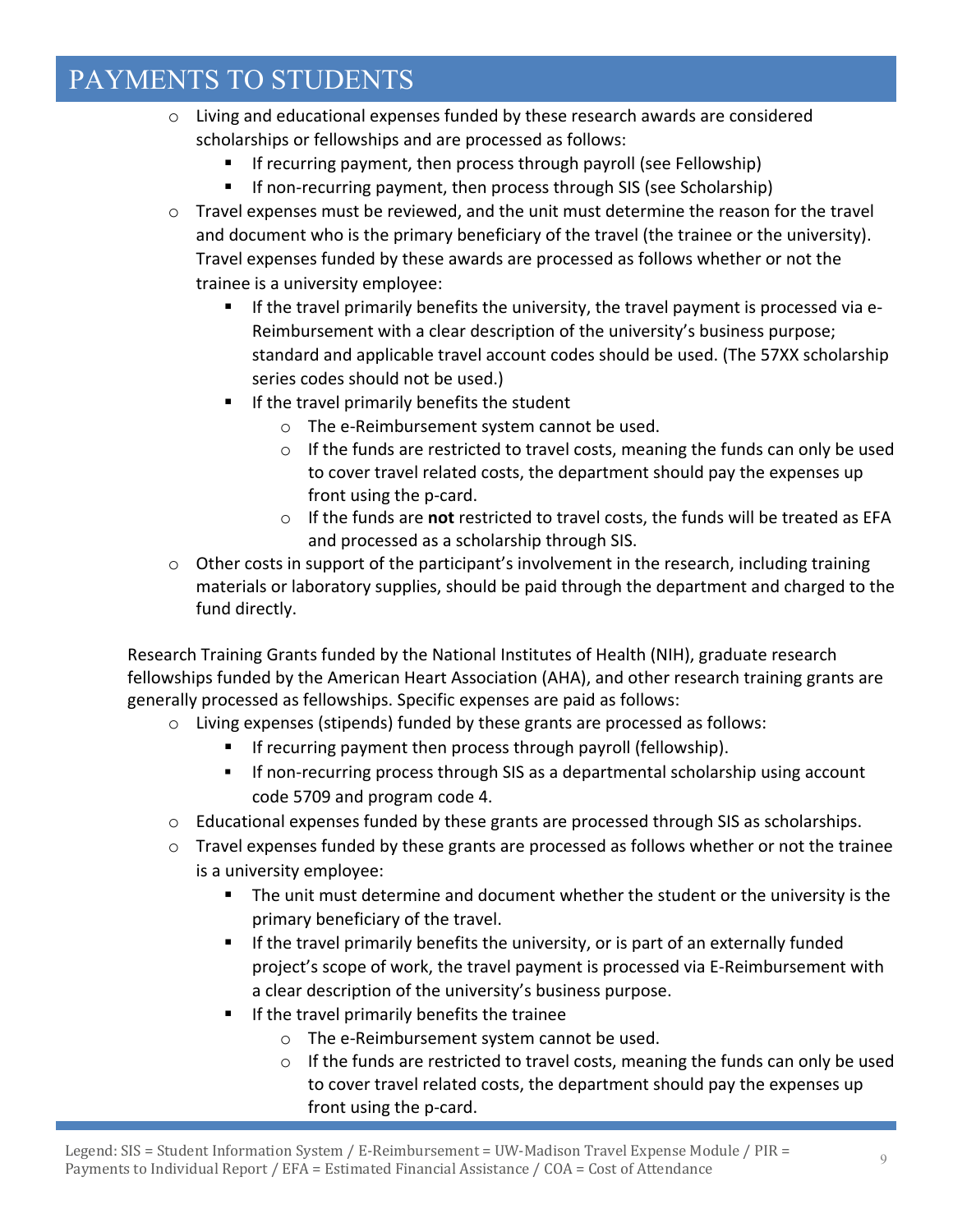# PAYMENTS TO STUDENTS

- Living and educational expenses funded by these research awards are considered scholarships or fellowships and are processed as follows:
  - If recurring payment, then process through payroll (see Fellowship)
  - If non-recurring payment, then process through SIS (see Scholarship)
- Travel expenses must be reviewed, and the unit must determine the reason for the travel and document who is the primary beneficiary of the travel (the trainee or the university). Travel expenses funded by these awards are processed as follows whether or not the trainee is a university employee:
  - If the travel primarily benefits the university, the travel payment is processed via e-Reimbursement with a clear description of the university's business purpose; standard and applicable travel account codes should be used. (The 57XX scholarship series codes should not be used.)
  - If the travel primarily benefits the student
    - The e-Reimbursement system cannot be used.
    - If the funds are restricted to travel costs, meaning the funds can only be used to cover travel related costs, the department should pay the expenses up front using the p-card.
    - If the funds are **not** restricted to travel costs, the funds will be treated as EFA and processed as a scholarship through SIS.
- Other costs in support of the participant's involvement in the research, including training materials or laboratory supplies, should be paid through the department and charged to the fund directly.

Research Training Grants funded by the National Institutes of Health (NIH), graduate research fellowships funded by the American Heart Association (AHA), and other research training grants are generally processed as fellowships. Specific expenses are paid as follows:

- Living expenses (stipends) funded by these grants are processed as follows:
  - If recurring payment then process through payroll (fellowship).
  - If non-recurring process through SIS as a departmental scholarship using account code 5709 and program code 4.
- Educational expenses funded by these grants are processed through SIS as scholarships.
- Travel expenses funded by these grants are processed as follows whether or not the trainee is a university employee:
  - The unit must determine and document whether the student or the university is the primary beneficiary of the travel.
  - If the travel primarily benefits the university, or is part of an externally funded project's scope of work, the travel payment is processed via E-Reimbursement with a clear description of the university's business purpose.
  - If the travel primarily benefits the trainee
    - The e-Reimbursement system cannot be used.
    - If the funds are restricted to travel costs, meaning the funds can only be used to cover travel related costs, the department should pay the expenses up front using the p-card.

Legend: SIS = Student Information System / E-Reimbursement = UW-Madison Travel Expense Module / PIR = Payments to Individual Report / EFA = Estimated Financial Assistance / COA = Cost of Attendance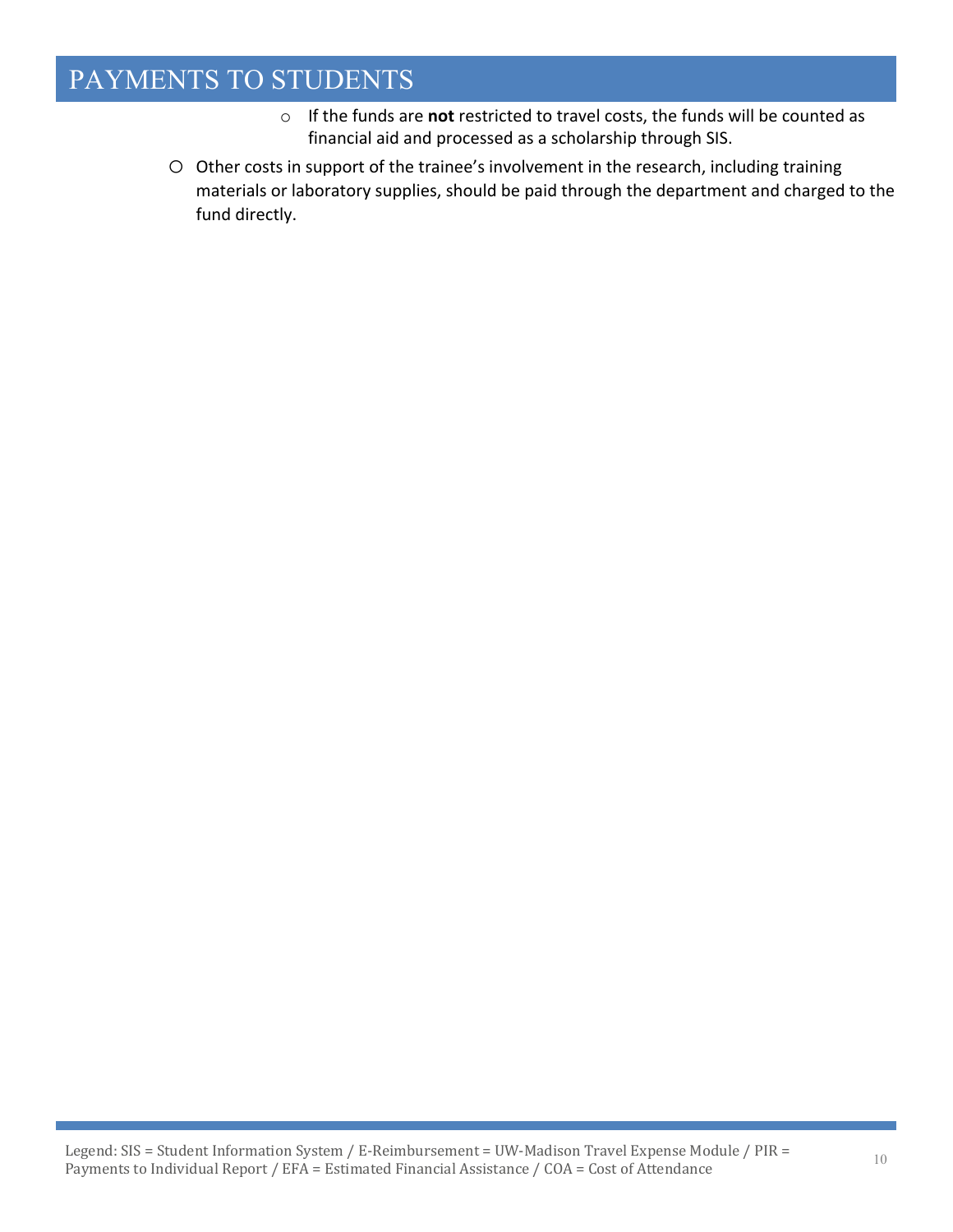# PAYMENTS TO STUDENTS

    - If the funds are **not** restricted to travel costs, the funds will be counted as financial aid and processed as a scholarship through SIS.
- Other costs in support of the trainee's involvement in the research, including training materials or laboratory supplies, should be paid through the department and charged to the fund directly.

Legend: SIS = Student Information System / E-Reimbursement = UW-Madison Travel Expense Module / PIR = Payments to Individual Report / EFA = Estimated Financial Assistance / COA = Cost of Attendance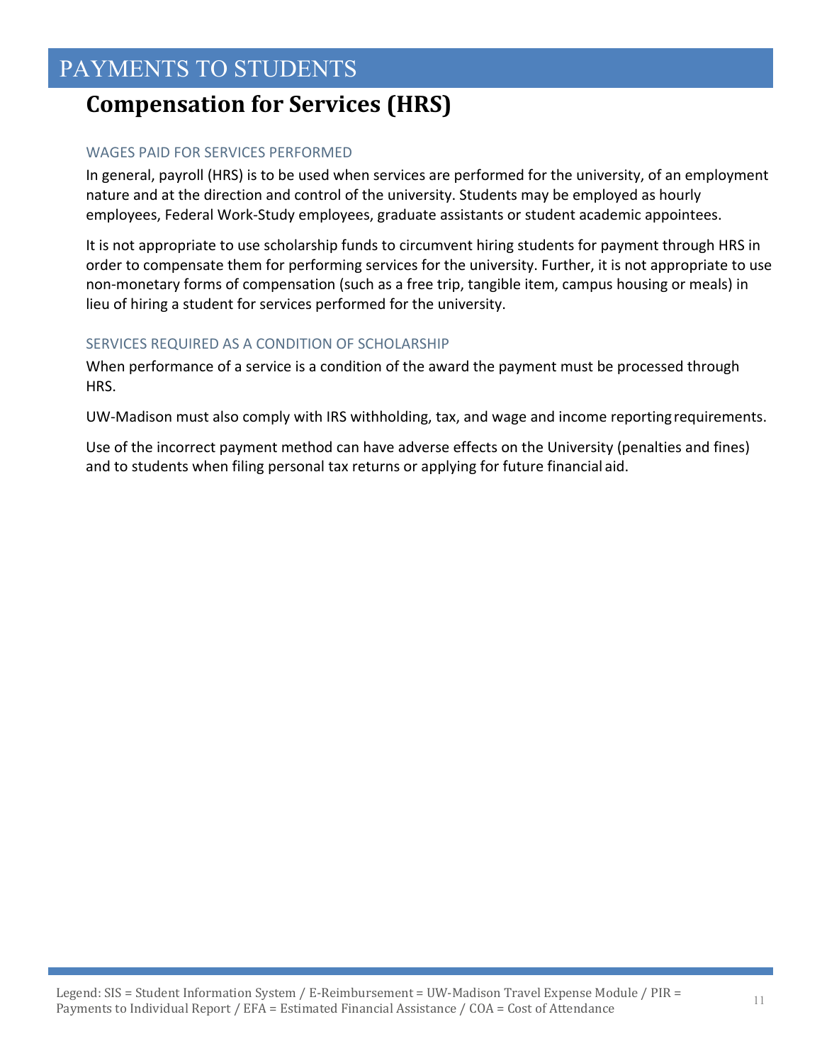# PAYMENTS TO STUDENTS

## Compensation for Services (HRS)

### WAGES PAID FOR SERVICES PERFORMED

In general, payroll (HRS) is to be used when services are performed for the university, of an employment nature and at the direction and control of the university. Students may be employed as hourly employees, Federal Work-Study employees, graduate assistants or student academic appointees.

It is not appropriate to use scholarship funds to circumvent hiring students for payment through HRS in order to compensate them for performing services for the university. Further, it is not appropriate to use non-monetary forms of compensation (such as a free trip, tangible item, campus housing or meals) in lieu of hiring a student for services performed for the university.

### SERVICES REQUIRED AS A CONDITION OF SCHOLARSHIP

When performance of a service is a condition of the award the payment must be processed through HRS.

UW-Madison must also comply with IRS withholding, tax, and wage and income reporting requirements.

Use of the incorrect payment method can have adverse effects on the University (penalties and fines) and to students when filing personal tax returns or applying for future financial aid.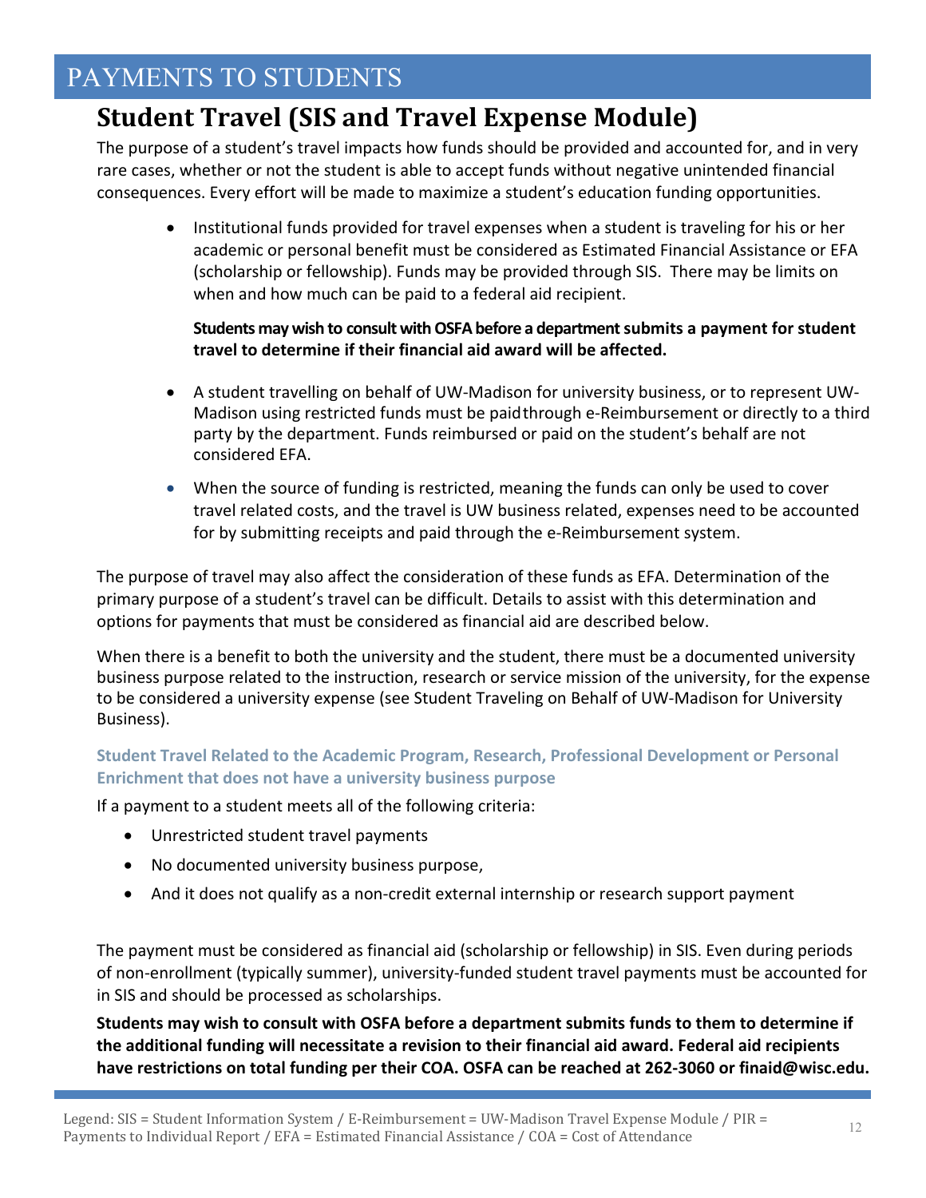# PAYMENTS TO STUDENTS

## Student Travel (SIS and Travel Expense Module)

The purpose of a student's travel impacts how funds should be provided and accounted for, and in very rare cases, whether or not the student is able to accept funds without negative unintended financial consequences. Every effort will be made to maximize a student's education funding opportunities.

- Institutional funds provided for travel expenses when a student is traveling for his or her academic or personal benefit must be considered as Estimated Financial Assistance or EFA (scholarship or fellowship). Funds may be provided through SIS. There may be limits on when and how much can be paid to a federal aid recipient.

  **Students may wish to consult with OSFA before a department submits a payment for student travel to determine if their financial aid award will be affected.**

- A student travelling on behalf of UW-Madison for university business, or to represent UW-Madison using restricted funds must be paid through e-Reimbursement or directly to a third party by the department. Funds reimbursed or paid on the student's behalf are not considered EFA.

- When the source of funding is restricted, meaning the funds can only be used to cover travel related costs, and the travel is UW business related, expenses need to be accounted for by submitting receipts and paid through the e-Reimbursement system.

The purpose of travel may also affect the consideration of these funds as EFA. Determination of the primary purpose of a student's travel can be difficult. Details to assist with this determination and options for payments that must be considered as financial aid are described below.

When there is a benefit to both the university and the student, there must be a documented university business purpose related to the instruction, research or service mission of the university, for the expense to be considered a university expense (see Student Traveling on Behalf of UW-Madison for University Business).

### Student Travel Related to the Academic Program, Research, Professional Development or Personal Enrichment that does not have a university business purpose

If a payment to a student meets all of the following criteria:

- Unrestricted student travel payments
- No documented university business purpose,
- And it does not qualify as a non-credit external internship or research support payment

The payment must be considered as financial aid (scholarship or fellowship) in SIS. Even during periods of non-enrollment (typically summer), university-funded student travel payments must be accounted for in SIS and should be processed as scholarships.

**Students may wish to consult with OSFA before a department submits funds to them to determine if the additional funding will necessitate a revision to their financial aid award. Federal aid recipients have restrictions on total funding per their COA. OSFA can be reached at 262-3060 or finaid@wisc.edu.**

Legend: SIS = Student Information System / E-Reimbursement = UW-Madison Travel Expense Module / PIR = Payments to Individual Report / EFA = Estimated Financial Assistance / COA = Cost of Attendance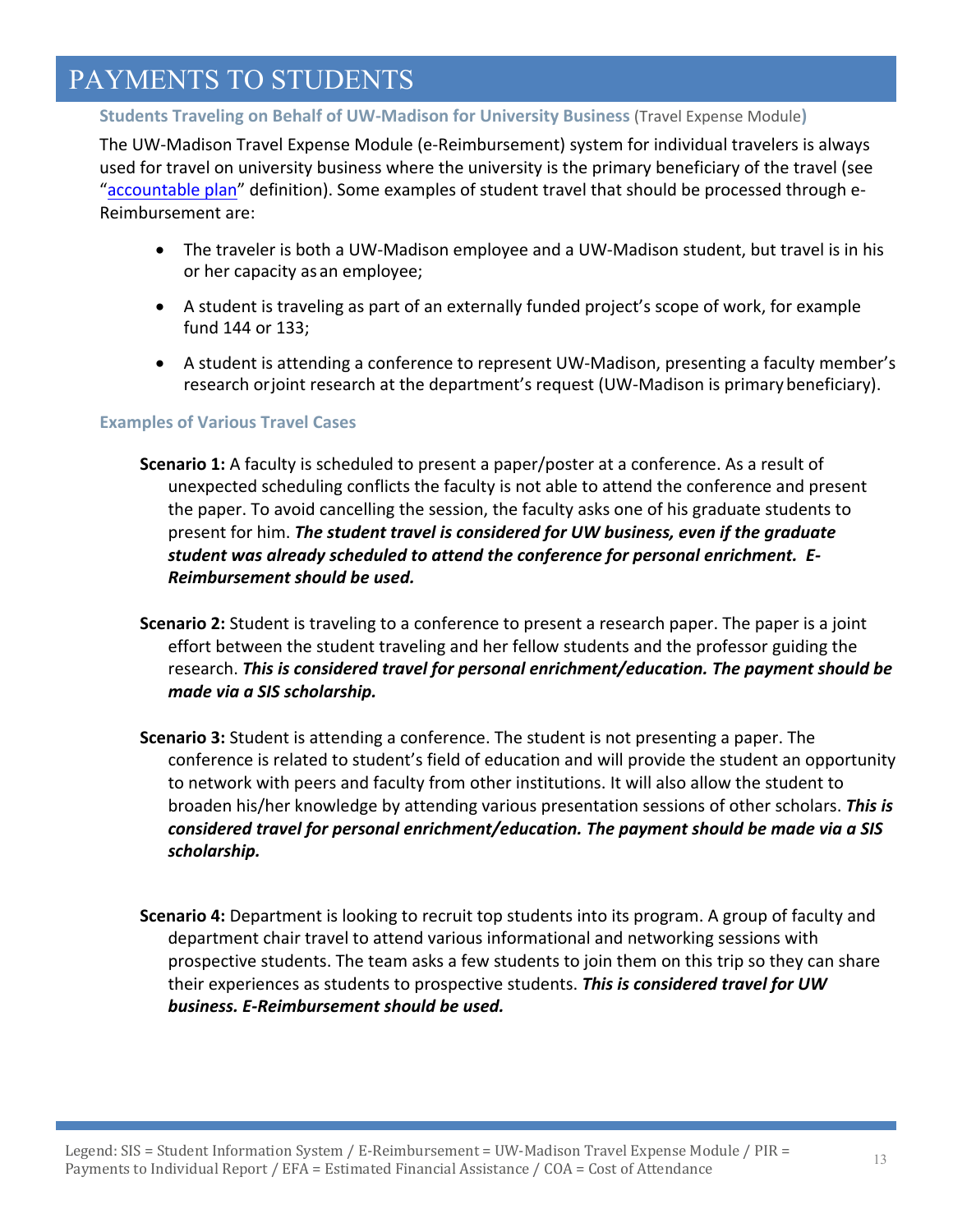# PAYMENTS TO STUDENTS

### Students Traveling on Behalf of UW-Madison for University Business (Travel Expense Module)

The UW-Madison Travel Expense Module (e-Reimbursement) system for individual travelers is always used for travel on university business where the university is the primary beneficiary of the travel (see "accountable plan" definition). Some examples of student travel that should be processed through e-Reimbursement are:

- The traveler is both a UW-Madison employee and a UW-Madison student, but travel is in his or her capacity as an employee;
- A student is traveling as part of an externally funded project's scope of work, for example fund 144 or 133;
- A student is attending a conference to represent UW-Madison, presenting a faculty member's research or joint research at the department's request (UW-Madison is primary beneficiary).

### Examples of Various Travel Cases

**Scenario 1:** A faculty is scheduled to present a paper/poster at a conference. As a result of unexpected scheduling conflicts the faculty is not able to attend the conference and present the paper. To avoid cancelling the session, the faculty asks one of his graduate students to present for him. ***The student travel is considered for UW business, even if the graduate student was already scheduled to attend the conference for personal enrichment. E-Reimbursement should be used.***

**Scenario 2:** Student is traveling to a conference to present a research paper. The paper is a joint effort between the student traveling and her fellow students and the professor guiding the research. ***This is considered travel for personal enrichment/education. The payment should be made via a SIS scholarship.***

**Scenario 3:** Student is attending a conference. The student is not presenting a paper. The conference is related to student's field of education and will provide the student an opportunity to network with peers and faculty from other institutions. It will also allow the student to broaden his/her knowledge by attending various presentation sessions of other scholars. ***This is considered travel for personal enrichment/education. The payment should be made via a SIS scholarship.***

**Scenario 4:** Department is looking to recruit top students into its program. A group of faculty and department chair travel to attend various informational and networking sessions with prospective students. The team asks a few students to join them on this trip so they can share their experiences as students to prospective students. ***This is considered travel for UW business. E-Reimbursement should be used.***

Legend: SIS = Student Information System / E-Reimbursement = UW-Madison Travel Expense Module / PIR = Payments to Individual Report / EFA = Estimated Financial Assistance / COA = Cost of Attendance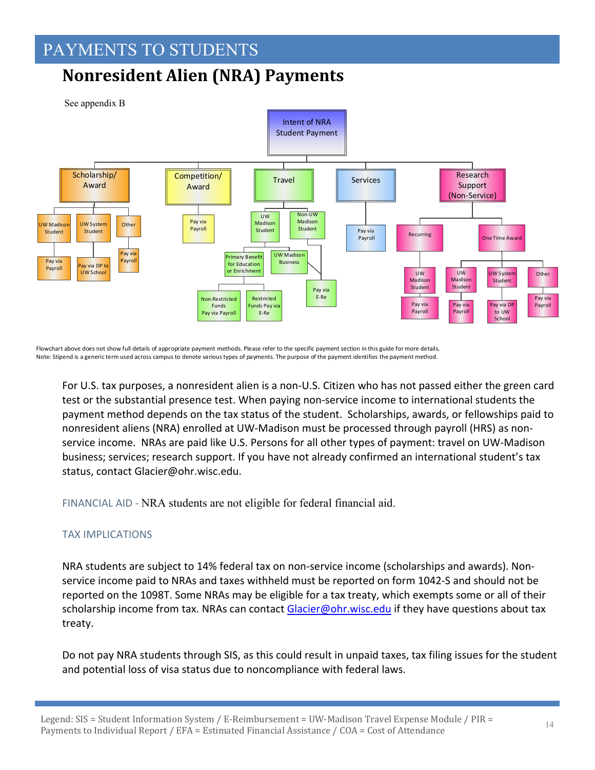# PAYMENTS TO STUDENTS

## Nonresident Alien (NRA) Payments

See appendix B

- Intent of NRA Student Payment
  - Scholarship/Award
    - UW Madison Student → Pay via Payroll
    - UW System Student → Pay via DP to UW School
    - Other → Pay via Payroll
  - Competition/Award
    - Pay via Payroll
  - Travel
    - UW Madison Student
      - Primary Benefit for Education or Enrichment
        - Non-Restricted Funds Pay via Payroll
        - Restricted Funds Pay via E-Re
      - UW Madison Business → Pay via E-Re
    - Non-UW Madison Student → Pay via E-Re
  - Services
    - Pay via Payroll
  - Research Support (Non-Service)
    - Recurring
      - UW Madison Student → Pay via Payroll
    - One Time Award
      - UW Madison Student → Pay via Payroll
      - UW System Student → Pay via DP to UW School
      - Other → Pay via Payroll

Flowchart above does not show full details of appropriate payment methods. Please refer to the specific payment section in this guide for more details.
Note: Stipend is a generic term used across campus to denote various types of payments. The purpose of the payment identifies the payment method.

For U.S. tax purposes, a nonresident alien is a non-U.S. Citizen who has not passed either the green card test or the substantial presence test. When paying non-service income to international students the payment method depends on the tax status of the student. Scholarships, awards, or fellowships paid to nonresident aliens (NRA) enrolled at UW-Madison must be processed through payroll (HRS) as non-service income. NRAs are paid like U.S. Persons for all other types of payment: travel on UW-Madison business; services; research support. If you have not already confirmed an international student's tax status, contact Glacier@ohr.wisc.edu.

FINANCIAL AID - NRA students are not eligible for federal financial aid.

### TAX IMPLICATIONS

NRA students are subject to 14% federal tax on non-service income (scholarships and awards). Non-service income paid to NRAs and taxes withheld must be reported on form 1042-S and should not be reported on the 1098T. Some NRAs may be eligible for a tax treaty, which exempts some or all of their scholarship income from tax. NRAs can contact Glacier@ohr.wisc.edu if they have questions about tax treaty.

Do not pay NRA students through SIS, as this could result in unpaid taxes, tax filing issues for the student and potential loss of visa status due to noncompliance with federal laws.

Legend: SIS = Student Information System / E-Reimbursement = UW-Madison Travel Expense Module / PIR = Payments to Individual Report / EFA = Estimated Financial Assistance / COA = Cost of Attendance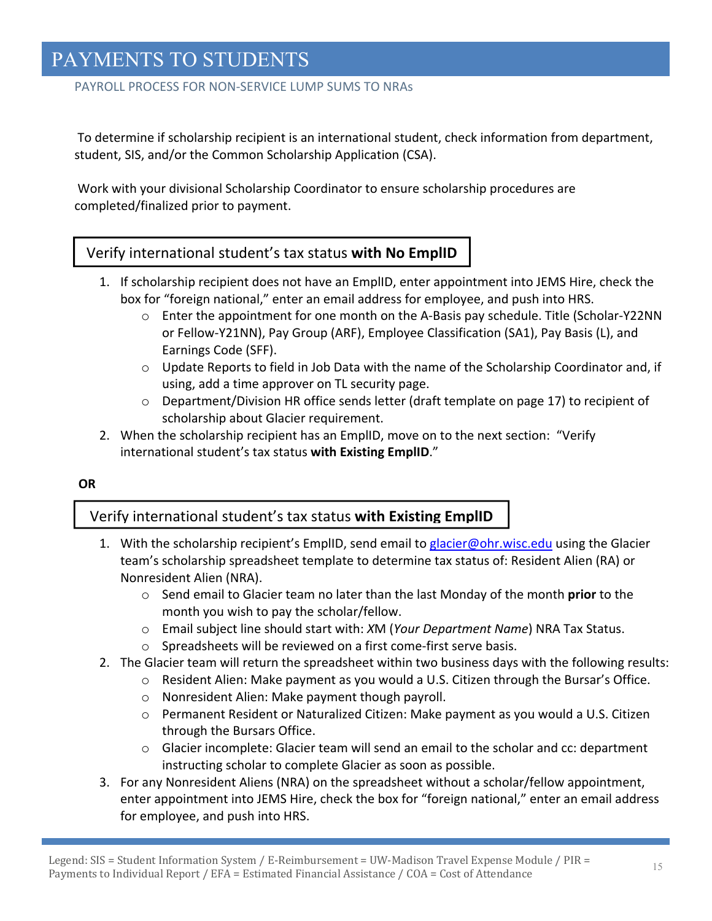# PAYMENTS TO STUDENTS

## PAYROLL PROCESS FOR NON-SERVICE LUMP SUMS TO NRAs

To determine if scholarship recipient is an international student, check information from department, student, SIS, and/or the Common Scholarship Application (CSA).

Work with your divisional Scholarship Coordinator to ensure scholarship procedures are completed/finalized prior to payment.

### Verify international student's tax status **with No EmplID**

1. If scholarship recipient does not have an EmplID, enter appointment into JEMS Hire, check the box for "foreign national," enter an email address for employee, and push into HRS.
   - Enter the appointment for one month on the A-Basis pay schedule. Title (Scholar-Y22NN or Fellow-Y21NN), Pay Group (ARF), Employee Classification (SA1), Pay Basis (L), and Earnings Code (SFF).
   - Update Reports to field in Job Data with the name of the Scholarship Coordinator and, if using, add a time approver on TL security page.
   - Department/Division HR office sends letter (draft template on page 17) to recipient of scholarship about Glacier requirement.
2. When the scholarship recipient has an EmplID, move on to the next section: "Verify international student's tax status **with Existing EmplID**."

**OR**

### Verify international student's tax status **with Existing EmplID**

1. With the scholarship recipient's EmplID, send email to glacier@ohr.wisc.edu using the Glacier team's scholarship spreadsheet template to determine tax status of: Resident Alien (RA) or Nonresident Alien (NRA).
   - Send email to Glacier team no later than the last Monday of the month **prior** to the month you wish to pay the scholar/fellow.
   - Email subject line should start with: *X*M (*Your Department Name*) NRA Tax Status.
   - Spreadsheets will be reviewed on a first come-first serve basis.
2. The Glacier team will return the spreadsheet within two business days with the following results:
   - Resident Alien: Make payment as you would a U.S. Citizen through the Bursar's Office.
   - Nonresident Alien: Make payment though payroll.
   - Permanent Resident or Naturalized Citizen: Make payment as you would a U.S. Citizen through the Bursars Office.
   - Glacier incomplete: Glacier team will send an email to the scholar and cc: department instructing scholar to complete Glacier as soon as possible.
3. For any Nonresident Aliens (NRA) on the spreadsheet without a scholar/fellow appointment, enter appointment into JEMS Hire, check the box for "foreign national," enter an email address for employee, and push into HRS.

Legend: SIS = Student Information System / E-Reimbursement = UW-Madison Travel Expense Module / PIR = Payments to Individual Report / EFA = Estimated Financial Assistance / COA = Cost of Attendance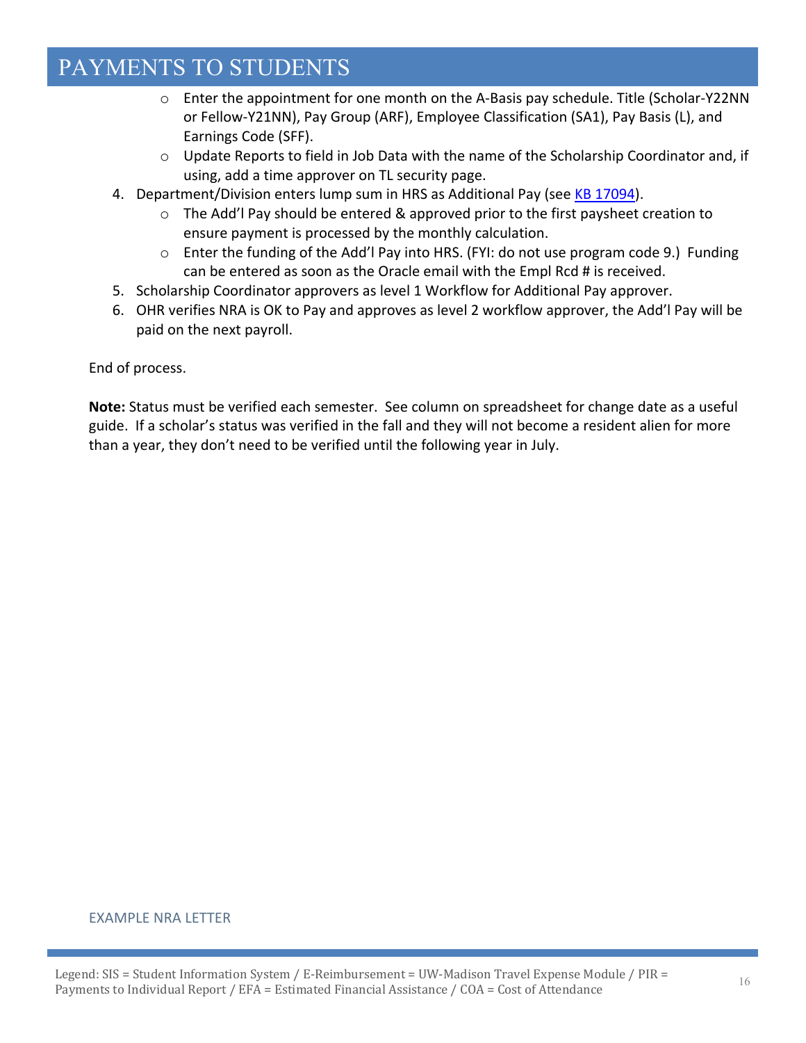# PAYMENTS TO STUDENTS

- Enter the appointment for one month on the A-Basis pay schedule. Title (Scholar-Y22NN or Fellow-Y21NN), Pay Group (ARF), Employee Classification (SA1), Pay Basis (L), and Earnings Code (SFF).
- Update Reports to field in Job Data with the name of the Scholarship Coordinator and, if using, add a time approver on TL security page.

4. Department/Division enters lump sum in HRS as Additional Pay (see KB 17094).
   - The Add'l Pay should be entered & approved prior to the first paysheet creation to ensure payment is processed by the monthly calculation.
   - Enter the funding of the Add'l Pay into HRS. (FYI: do not use program code 9.) Funding can be entered as soon as the Oracle email with the Empl Rcd # is received.
5. Scholarship Coordinator approvers as level 1 Workflow for Additional Pay approver.
6. OHR verifies NRA is OK to Pay and approves as level 2 workflow approver, the Add'l Pay will be paid on the next payroll.

End of process.

**Note:** Status must be verified each semester. See column on spreadsheet for change date as a useful guide. If a scholar's status was verified in the fall and they will not become a resident alien for more than a year, they don't need to be verified until the following year in July.

EXAMPLE NRA LETTER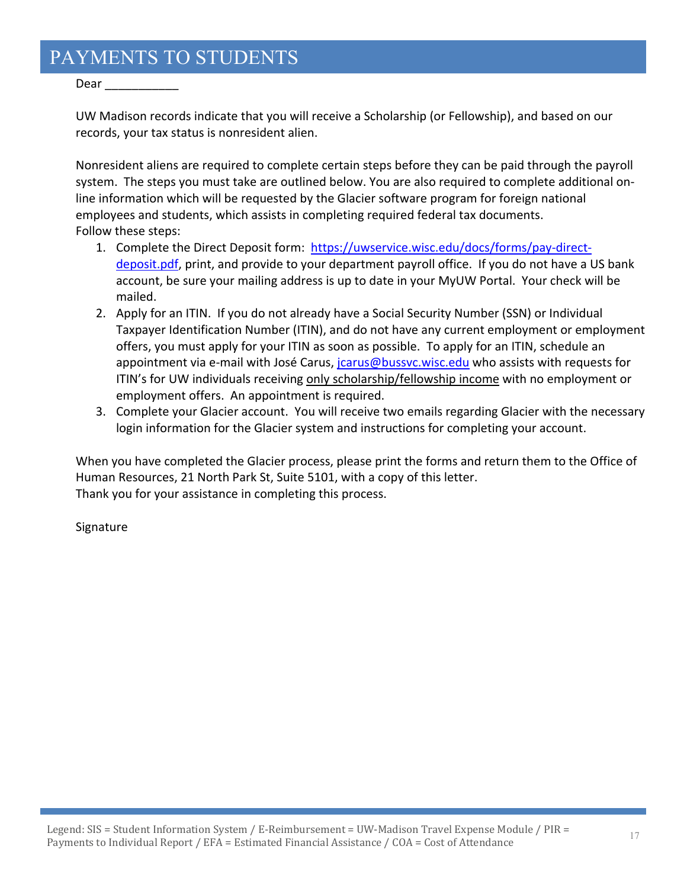# PAYMENTS TO STUDENTS

Dear ___________

UW Madison records indicate that you will receive a Scholarship (or Fellowship), and based on our records, your tax status is nonresident alien.

Nonresident aliens are required to complete certain steps before they can be paid through the payroll system. The steps you must take are outlined below. You are also required to complete additional on-line information which will be requested by the Glacier software program for foreign national employees and students, which assists in completing required federal tax documents.
Follow these steps:

1. Complete the Direct Deposit form: [https://uwservice.wisc.edu/docs/forms/pay-direct-deposit.pdf](https://uwservice.wisc.edu/docs/forms/pay-direct-deposit.pdf), print, and provide to your department payroll office. If you do not have a US bank account, be sure your mailing address is up to date in your MyUW Portal. Your check will be mailed.
2. Apply for an ITIN. If you do not already have a Social Security Number (SSN) or Individual Taxpayer Identification Number (ITIN), and do not have any current employment or employment offers, you must apply for your ITIN as soon as possible. To apply for an ITIN, schedule an appointment via e-mail with José Carus, [jcarus@bussvc.wisc.edu](mailto:jcarus@bussvc.wisc.edu) who assists with requests for ITIN's for UW individuals receiving <u>only scholarship/fellowship income</u> with no employment or employment offers. An appointment is required.
3. Complete your Glacier account. You will receive two emails regarding Glacier with the necessary login information for the Glacier system and instructions for completing your account.

When you have completed the Glacier process, please print the forms and return them to the Office of Human Resources, 21 North Park St, Suite 5101, with a copy of this letter.
Thank you for your assistance in completing this process.

Signature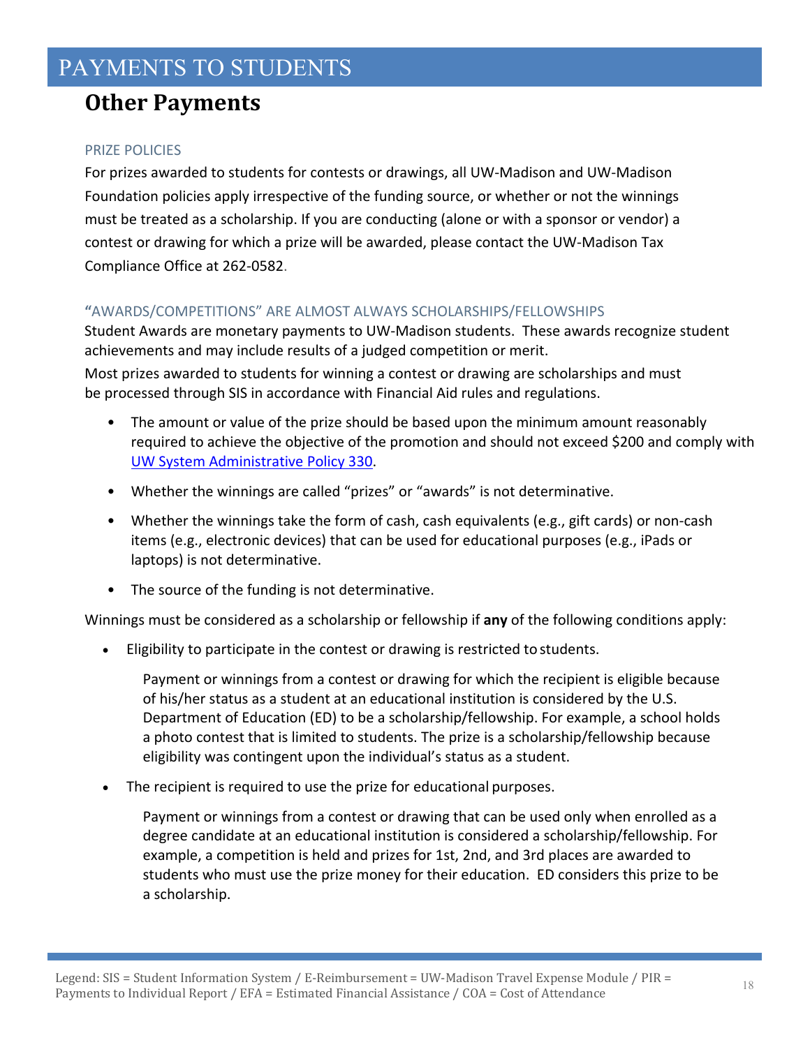# PAYMENTS TO STUDENTS

## Other Payments

### PRIZE POLICIES

For prizes awarded to students for contests or drawings, all UW-Madison and UW-Madison Foundation policies apply irrespective of the funding source, or whether or not the winnings must be treated as a scholarship. If you are conducting (alone or with a sponsor or vendor) a contest or drawing for which a prize will be awarded, please contact the UW-Madison Tax Compliance Office at 262-0582.

### "AWARDS/COMPETITIONS" ARE ALMOST ALWAYS SCHOLARSHIPS/FELLOWSHIPS

Student Awards are monetary payments to UW-Madison students. These awards recognize student achievements and may include results of a judged competition or merit.

Most prizes awarded to students for winning a contest or drawing are scholarships and must be processed through SIS in accordance with Financial Aid rules and regulations.

- The amount or value of the prize should be based upon the minimum amount reasonably required to achieve the objective of the promotion and should not exceed $200 and comply with UW System Administrative Policy 330.
- Whether the winnings are called "prizes" or "awards" is not determinative.
- Whether the winnings take the form of cash, cash equivalents (e.g., gift cards) or non-cash items (e.g., electronic devices) that can be used for educational purposes (e.g., iPads or laptops) is not determinative.
- The source of the funding is not determinative.

Winnings must be considered as a scholarship or fellowship if **any** of the following conditions apply:

- Eligibility to participate in the contest or drawing is restricted to students.

  Payment or winnings from a contest or drawing for which the recipient is eligible because of his/her status as a student at an educational institution is considered by the U.S. Department of Education (ED) to be a scholarship/fellowship. For example, a school holds a photo contest that is limited to students. The prize is a scholarship/fellowship because eligibility was contingent upon the individual's status as a student.

- The recipient is required to use the prize for educational purposes.

  Payment or winnings from a contest or drawing that can be used only when enrolled as a degree candidate at an educational institution is considered a scholarship/fellowship. For example, a competition is held and prizes for 1st, 2nd, and 3rd places are awarded to students who must use the prize money for their education. ED considers this prize to be a scholarship.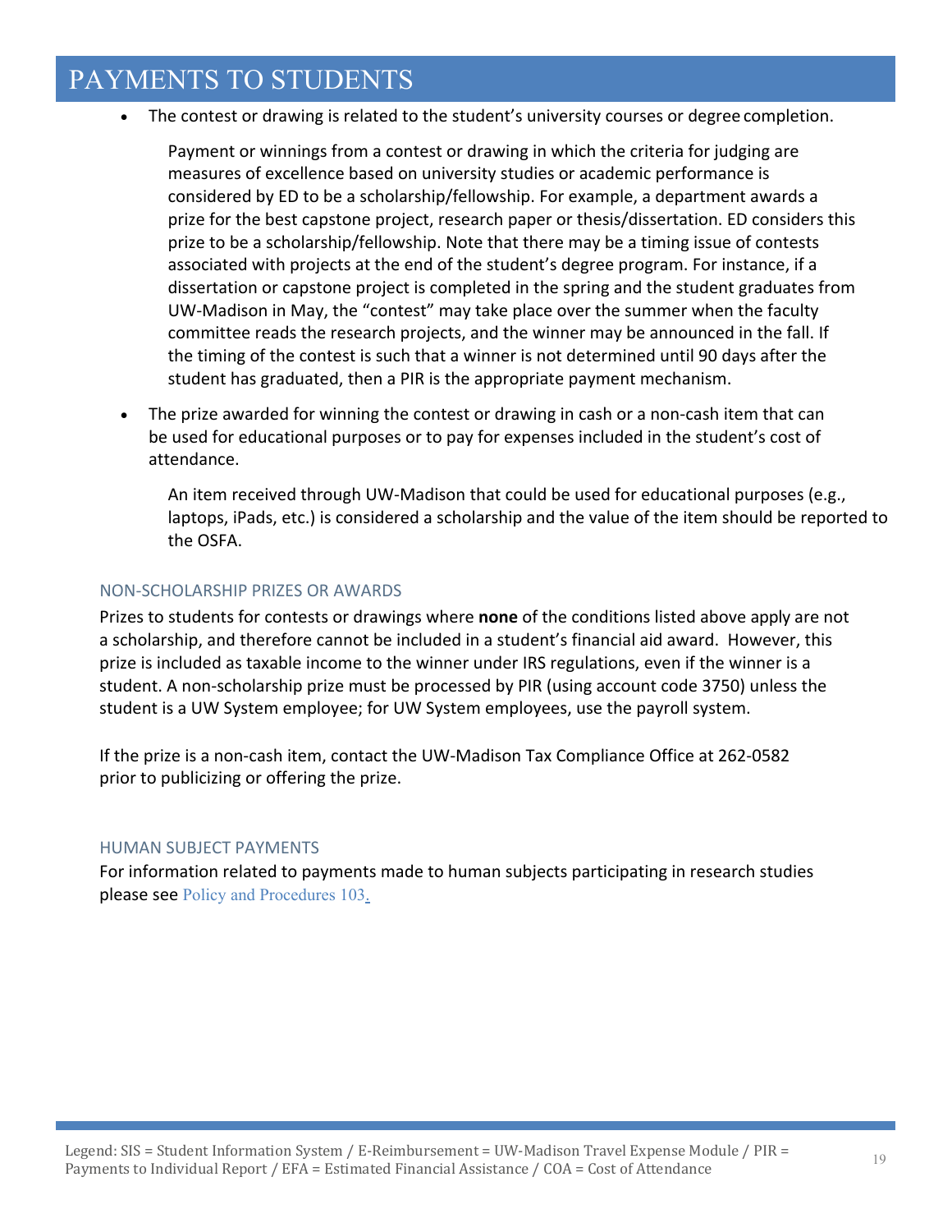# PAYMENTS TO STUDENTS

- The contest or drawing is related to the student's university courses or degree completion.

  Payment or winnings from a contest or drawing in which the criteria for judging are measures of excellence based on university studies or academic performance is considered by ED to be a scholarship/fellowship. For example, a department awards a prize for the best capstone project, research paper or thesis/dissertation. ED considers this prize to be a scholarship/fellowship. Note that there may be a timing issue of contests associated with projects at the end of the student's degree program. For instance, if a dissertation or capstone project is completed in the spring and the student graduates from UW-Madison in May, the "contest" may take place over the summer when the faculty committee reads the research projects, and the winner may be announced in the fall. If the timing of the contest is such that a winner is not determined until 90 days after the student has graduated, then a PIR is the appropriate payment mechanism.

- The prize awarded for winning the contest or drawing in cash or a non-cash item that can be used for educational purposes or to pay for expenses included in the student's cost of attendance.

  An item received through UW-Madison that could be used for educational purposes (e.g., laptops, iPads, etc.) is considered a scholarship and the value of the item should be reported to the OSFA.

### NON-SCHOLARSHIP PRIZES OR AWARDS

Prizes to students for contests or drawings where **none** of the conditions listed above apply are not a scholarship, and therefore cannot be included in a student's financial aid award. However, this prize is included as taxable income to the winner under IRS regulations, even if the winner is a student. A non-scholarship prize must be processed by PIR (using account code 3750) unless the student is a UW System employee; for UW System employees, use the payroll system.

If the prize is a non-cash item, contact the UW-Madison Tax Compliance Office at 262-0582 prior to publicizing or offering the prize.

### HUMAN SUBJECT PAYMENTS

For information related to payments made to human subjects participating in research studies please see Policy and Procedures 103.

Legend: SIS = Student Information System / E-Reimbursement = UW-Madison Travel Expense Module / PIR = Payments to Individual Report / EFA = Estimated Financial Assistance / COA = Cost of Attendance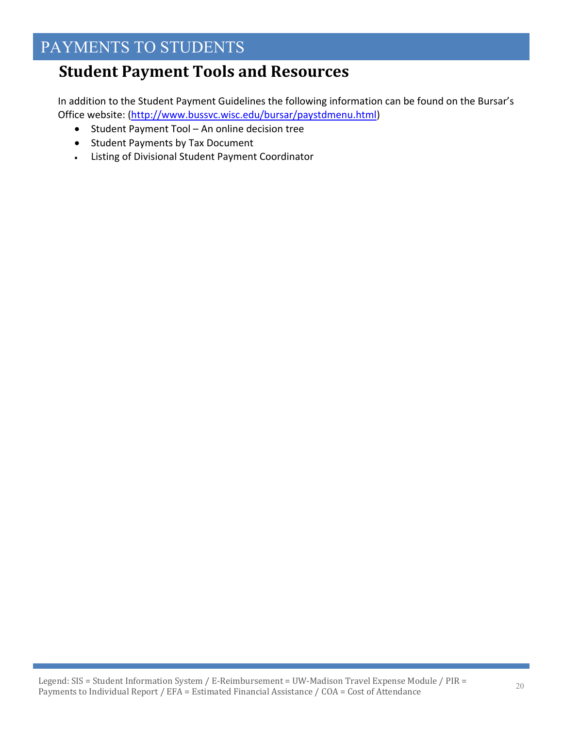# PAYMENTS TO STUDENTS

## Student Payment Tools and Resources

In addition to the Student Payment Guidelines the following information can be found on the Bursar's Office website: ([http://www.bussvc.wisc.edu/bursar/paystdmenu.html](http://www.bussvc.wisc.edu/bursar/paystdmenu.html))

- Student Payment Tool – An online decision tree
- Student Payments by Tax Document
- Listing of Divisional Student Payment Coordinator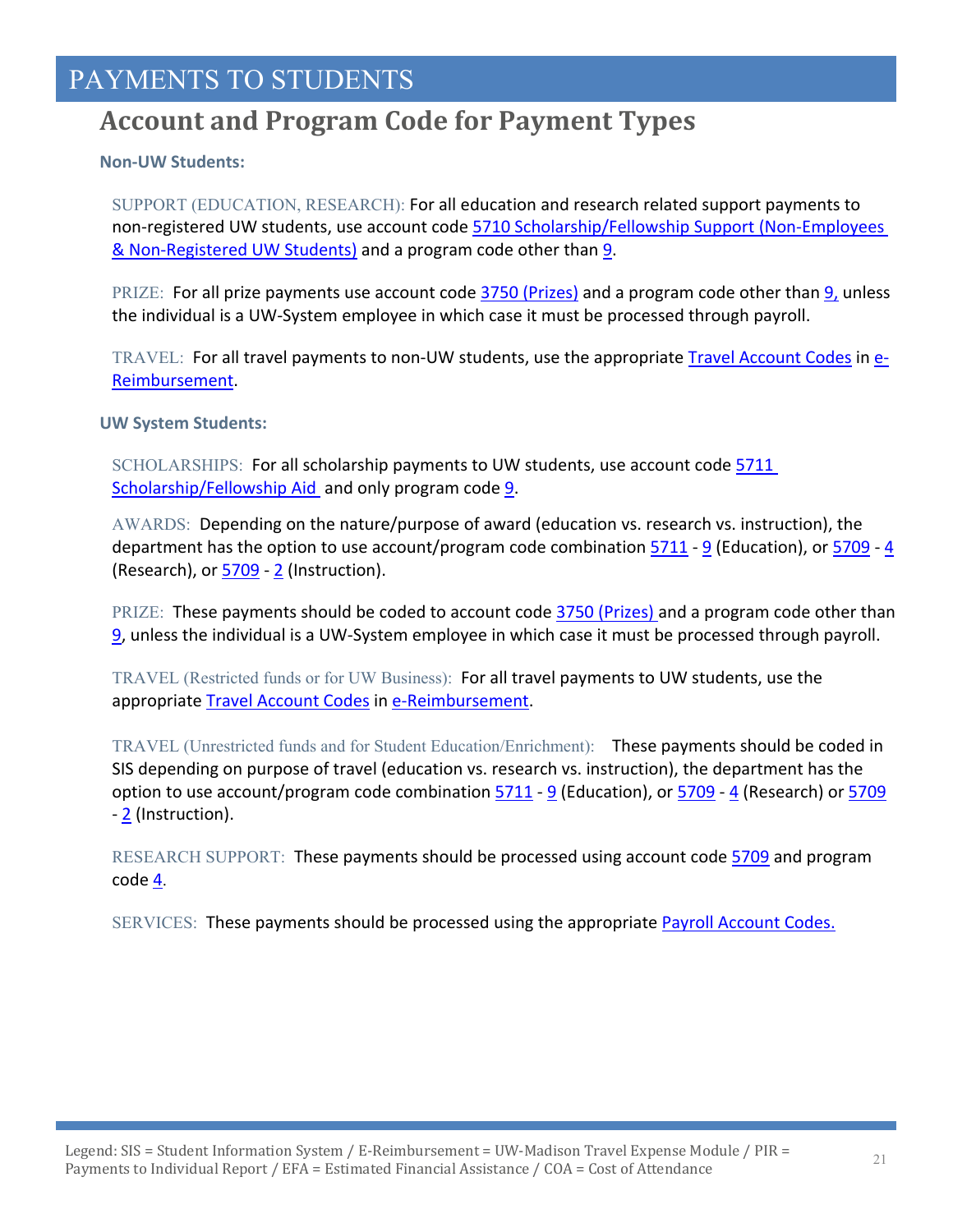# PAYMENTS TO STUDENTS

## Account and Program Code for Payment Types

### Non-UW Students:

SUPPORT (EDUCATION, RESEARCH): For all education and research related support payments to non-registered UW students, use account code 5710 Scholarship/Fellowship Support (Non-Employees & Non-Registered UW Students) and a program code other than 9.

PRIZE: For all prize payments use account code 3750 (Prizes) and a program code other than 9, unless the individual is a UW-System employee in which case it must be processed through payroll.

TRAVEL: For all travel payments to non-UW students, use the appropriate Travel Account Codes in e-Reimbursement.

### UW System Students:

SCHOLARSHIPS: For all scholarship payments to UW students, use account code 5711 Scholarship/Fellowship Aid and only program code 9.

AWARDS: Depending on the nature/purpose of award (education vs. research vs. instruction), the department has the option to use account/program code combination 5711 - 9 (Education), or 5709 - 4 (Research), or 5709 - 2 (Instruction).

PRIZE: These payments should be coded to account code 3750 (Prizes) and a program code other than 9, unless the individual is a UW-System employee in which case it must be processed through payroll.

TRAVEL (Restricted funds or for UW Business): For all travel payments to UW students, use the appropriate Travel Account Codes in e-Reimbursement.

TRAVEL (Unrestricted funds and for Student Education/Enrichment): These payments should be coded in SIS depending on purpose of travel (education vs. research vs. instruction), the department has the option to use account/program code combination 5711 - 9 (Education), or 5709 - 4 (Research) or 5709 - 2 (Instruction).

RESEARCH SUPPORT: These payments should be processed using account code 5709 and program code 4.

SERVICES: These payments should be processed using the appropriate Payroll Account Codes.

Legend: SIS = Student Information System / E-Reimbursement = UW-Madison Travel Expense Module / PIR = Payments to Individual Report / EFA = Estimated Financial Assistance / COA = Cost of Attendance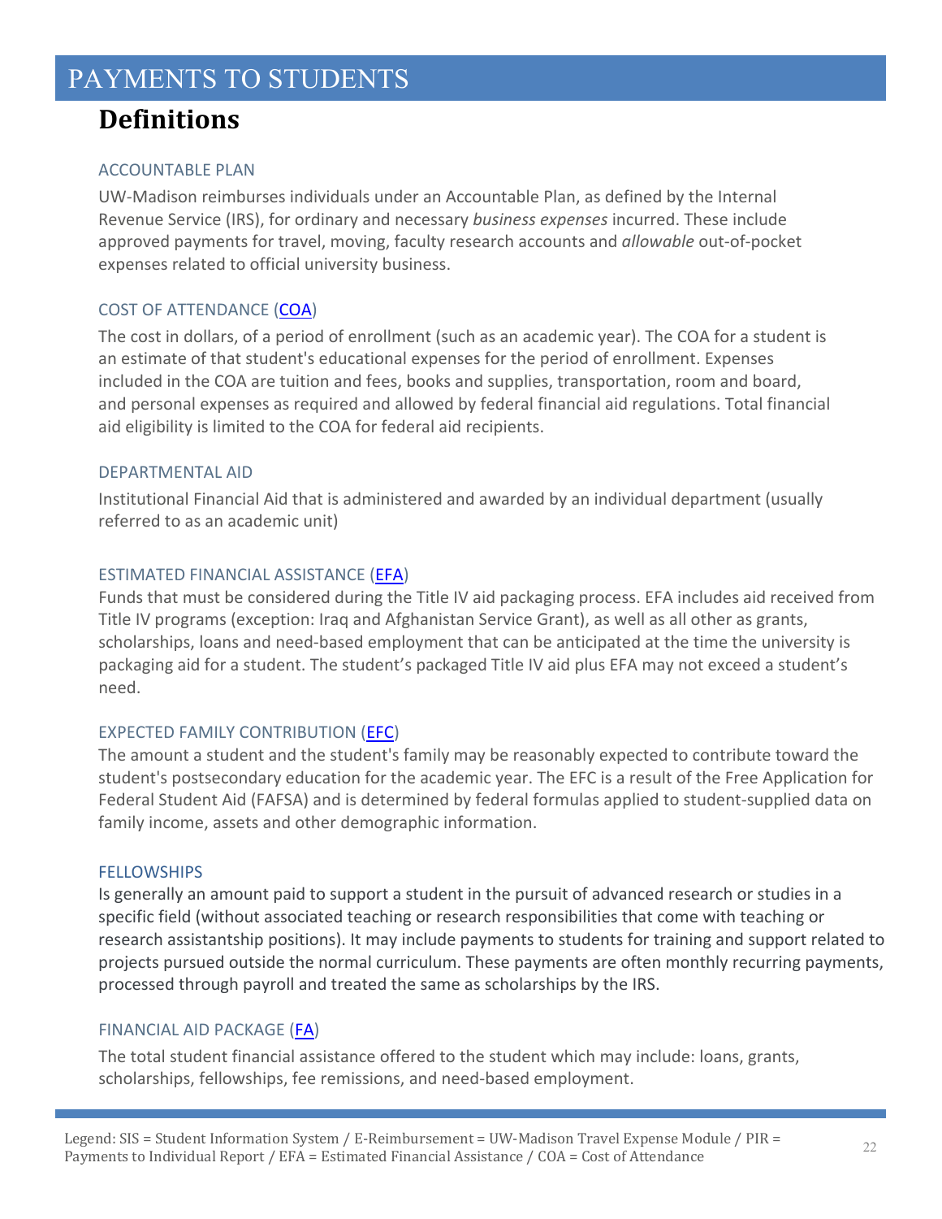# PAYMENTS TO STUDENTS

## Definitions

### ACCOUNTABLE PLAN

UW-Madison reimburses individuals under an Accountable Plan, as defined by the Internal Revenue Service (IRS), for ordinary and necessary *business expenses* incurred. These include approved payments for travel, moving, faculty research accounts and *allowable* out-of-pocket expenses related to official university business.

### COST OF ATTENDANCE (COA)

The cost in dollars, of a period of enrollment (such as an academic year). The COA for a student is an estimate of that student's educational expenses for the period of enrollment. Expenses included in the COA are tuition and fees, books and supplies, transportation, room and board, and personal expenses as required and allowed by federal financial aid regulations. Total financial aid eligibility is limited to the COA for federal aid recipients.

### DEPARTMENTAL AID

Institutional Financial Aid that is administered and awarded by an individual department (usually referred to as an academic unit)

### ESTIMATED FINANCIAL ASSISTANCE (EFA)

Funds that must be considered during the Title IV aid packaging process. EFA includes aid received from Title IV programs (exception: Iraq and Afghanistan Service Grant), as well as all other as grants, scholarships, loans and need-based employment that can be anticipated at the time the university is packaging aid for a student. The student's packaged Title IV aid plus EFA may not exceed a student's need.

### EXPECTED FAMILY CONTRIBUTION (EFC)

The amount a student and the student's family may be reasonably expected to contribute toward the student's postsecondary education for the academic year. The EFC is a result of the Free Application for Federal Student Aid (FAFSA) and is determined by federal formulas applied to student-supplied data on family income, assets and other demographic information.

### FELLOWSHIPS

Is generally an amount paid to support a student in the pursuit of advanced research or studies in a specific field (without associated teaching or research responsibilities that come with teaching or research assistantship positions). It may include payments to students for training and support related to projects pursued outside the normal curriculum. These payments are often monthly recurring payments, processed through payroll and treated the same as scholarships by the IRS.

### FINANCIAL AID PACKAGE (FA)

The total student financial assistance offered to the student which may include: loans, grants, scholarships, fellowships, fee remissions, and need-based employment.

Legend: SIS = Student Information System / E-Reimbursement = UW-Madison Travel Expense Module / PIR = Payments to Individual Report / EFA = Estimated Financial Assistance / COA = Cost of Attendance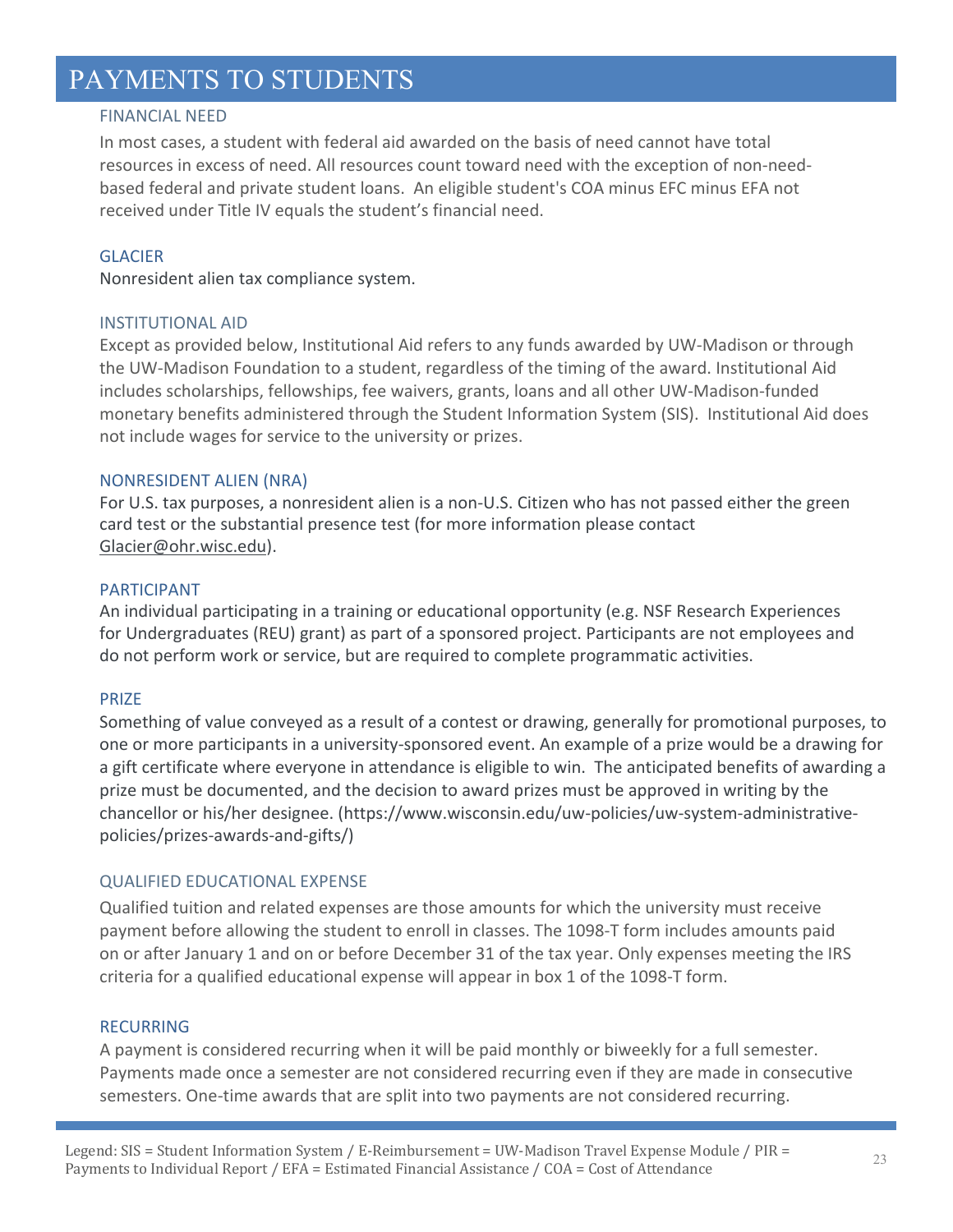# PAYMENTS TO STUDENTS

### FINANCIAL NEED

In most cases, a student with federal aid awarded on the basis of need cannot have total resources in excess of need. All resources count toward need with the exception of non-need-based federal and private student loans. An eligible student's COA minus EFC minus EFA not received under Title IV equals the student's financial need.

### GLACIER

Nonresident alien tax compliance system.

### INSTITUTIONAL AID

Except as provided below, Institutional Aid refers to any funds awarded by UW-Madison or through the UW-Madison Foundation to a student, regardless of the timing of the award. Institutional Aid includes scholarships, fellowships, fee waivers, grants, loans and all other UW-Madison-funded monetary benefits administered through the Student Information System (SIS). Institutional Aid does not include wages for service to the university or prizes.

### NONRESIDENT ALIEN (NRA)

For U.S. tax purposes, a nonresident alien is a non-U.S. Citizen who has not passed either the green card test or the substantial presence test (for more information please contact Glacier@ohr.wisc.edu).

### PARTICIPANT

An individual participating in a training or educational opportunity (e.g. NSF Research Experiences for Undergraduates (REU) grant) as part of a sponsored project. Participants are not employees and do not perform work or service, but are required to complete programmatic activities.

### PRIZE

Something of value conveyed as a result of a contest or drawing, generally for promotional purposes, to one or more participants in a university-sponsored event. An example of a prize would be a drawing for a gift certificate where everyone in attendance is eligible to win. The anticipated benefits of awarding a prize must be documented, and the decision to award prizes must be approved in writing by the chancellor or his/her designee. (https://www.wisconsin.edu/uw-policies/uw-system-administrative-policies/prizes-awards-and-gifts/)

### QUALIFIED EDUCATIONAL EXPENSE

Qualified tuition and related expenses are those amounts for which the university must receive payment before allowing the student to enroll in classes. The 1098-T form includes amounts paid on or after January 1 and on or before December 31 of the tax year. Only expenses meeting the IRS criteria for a qualified educational expense will appear in box 1 of the 1098-T form.

### RECURRING

A payment is considered recurring when it will be paid monthly or biweekly for a full semester. Payments made once a semester are not considered recurring even if they are made in consecutive semesters. One-time awards that are split into two payments are not considered recurring.

Legend: SIS = Student Information System / E-Reimbursement = UW-Madison Travel Expense Module / PIR = Payments to Individual Report / EFA = Estimated Financial Assistance / COA = Cost of Attendance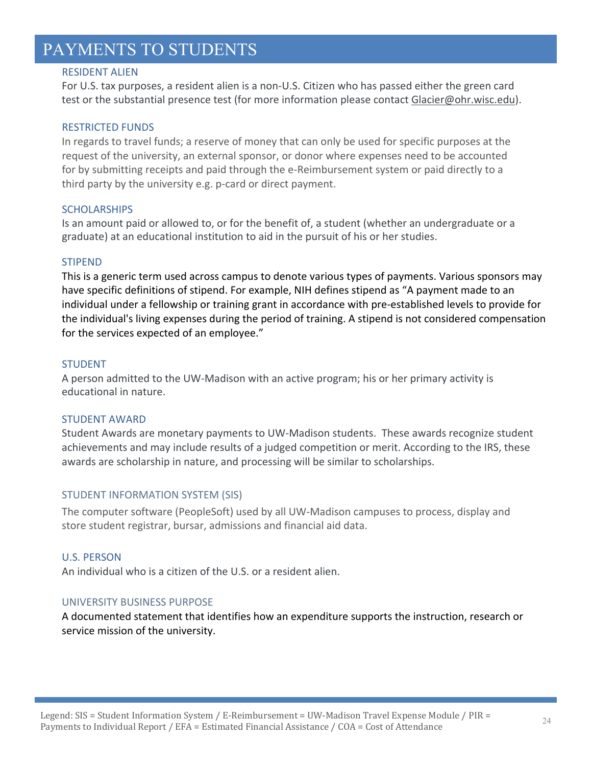# PAYMENTS TO STUDENTS

### RESIDENT ALIEN

For U.S. tax purposes, a resident alien is a non-U.S. Citizen who has passed either the green card test or the substantial presence test (for more information please contact Glacier@ohr.wisc.edu).

### RESTRICTED FUNDS

In regards to travel funds; a reserve of money that can only be used for specific purposes at the request of the university, an external sponsor, or donor where expenses need to be accounted for by submitting receipts and paid through the e-Reimbursement system or paid directly to a third party by the university e.g. p-card or direct payment.

### SCHOLARSHIPS

Is an amount paid or allowed to, or for the benefit of, a student (whether an undergraduate or a graduate) at an educational institution to aid in the pursuit of his or her studies.

### STIPEND

This is a generic term used across campus to denote various types of payments. Various sponsors may have specific definitions of stipend. For example, NIH defines stipend as "A payment made to an individual under a fellowship or training grant in accordance with pre-established levels to provide for the individual's living expenses during the period of training. A stipend is not considered compensation for the services expected of an employee."

### STUDENT

A person admitted to the UW-Madison with an active program; his or her primary activity is educational in nature.

### STUDENT AWARD

Student Awards are monetary payments to UW-Madison students. These awards recognize student achievements and may include results of a judged competition or merit. According to the IRS, these awards are scholarship in nature, and processing will be similar to scholarships.

### STUDENT INFORMATION SYSTEM (SIS)

The computer software (PeopleSoft) used by all UW-Madison campuses to process, display and store student registrar, bursar, admissions and financial aid data.

### U.S. PERSON

An individual who is a citizen of the U.S. or a resident alien.

### UNIVERSITY BUSINESS PURPOSE

A documented statement that identifies how an expenditure supports the instruction, research or service mission of the university.

Legend: SIS = Student Information System / E-Reimbursement = UW-Madison Travel Expense Module / PIR = Payments to Individual Report / EFA = Estimated Financial Assistance / COA = Cost of Attendance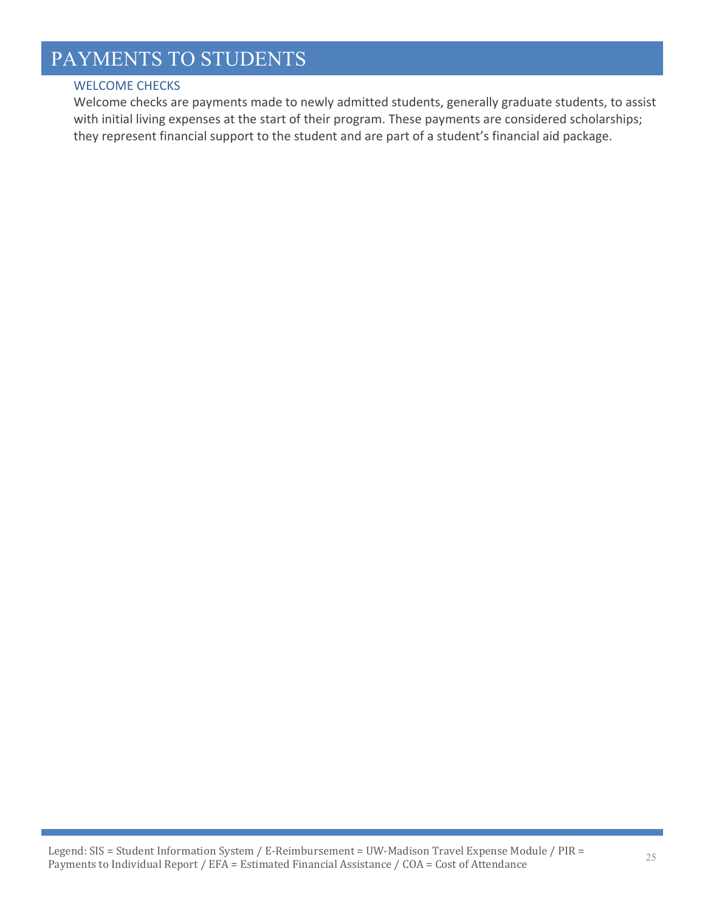# PAYMENTS TO STUDENTS

## WELCOME CHECKS

Welcome checks are payments made to newly admitted students, generally graduate students, to assist with initial living expenses at the start of their program. These payments are considered scholarships; they represent financial support to the student and are part of a student's financial aid package.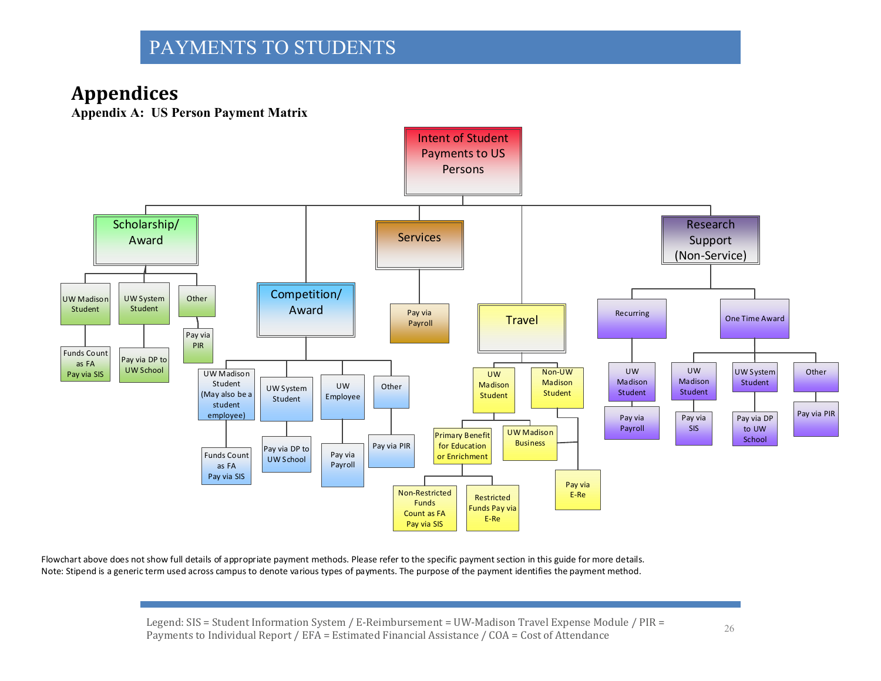# Appendices

## Appendix A: US Person Payment Matrix

**Intent of Student Payments to US Persons**

- **Scholarship/ Award**
  - UW Madison Student → Funds Count as FA Pay via SIS
  - UW System Student → Pay via DP to UW School
  - Other → Pay via PIR
- **Competition/ Award**
  - UW Madison Student (May also be a student employee) → Funds Count as FA Pay via SIS
  - UW System Student → Pay via DP to UW School
  - UW Employee → Pay via Payroll
  - Other → Pay via PIR
- **Services**
  - Pay via Payroll
- **Travel**
  - UW Madison Student
    - Primary Benefit for Education or Enrichment
      - Non-Restricted Funds Count as FA Pay via SIS
      - Restricted Funds Pay via E-Re
    - UW Madison Business → Pay via E-Re
  - Non-UW Madison Student → Pay via E-Re
- **Research Support (Non-Service)**
  - Recurring
    - UW Madison Student → Pay via Payroll
  - One Time Award
    - UW Madison Student → Pay via SIS
    - UW System Student → Pay via DP to UW School
    - Other → Pay via PIR

Flowchart above does not show full details of appropriate payment methods. Please refer to the specific payment section in this guide for more details.
Note: Stipend is a generic term used across campus to denote various types of payments. The purpose of the payment identifies the payment method.

Legend: SIS = Student Information System / E-Reimbursement = UW-Madison Travel Expense Module / PIR = Payments to Individual Report / EFA = Estimated Financial Assistance / COA = Cost of Attendance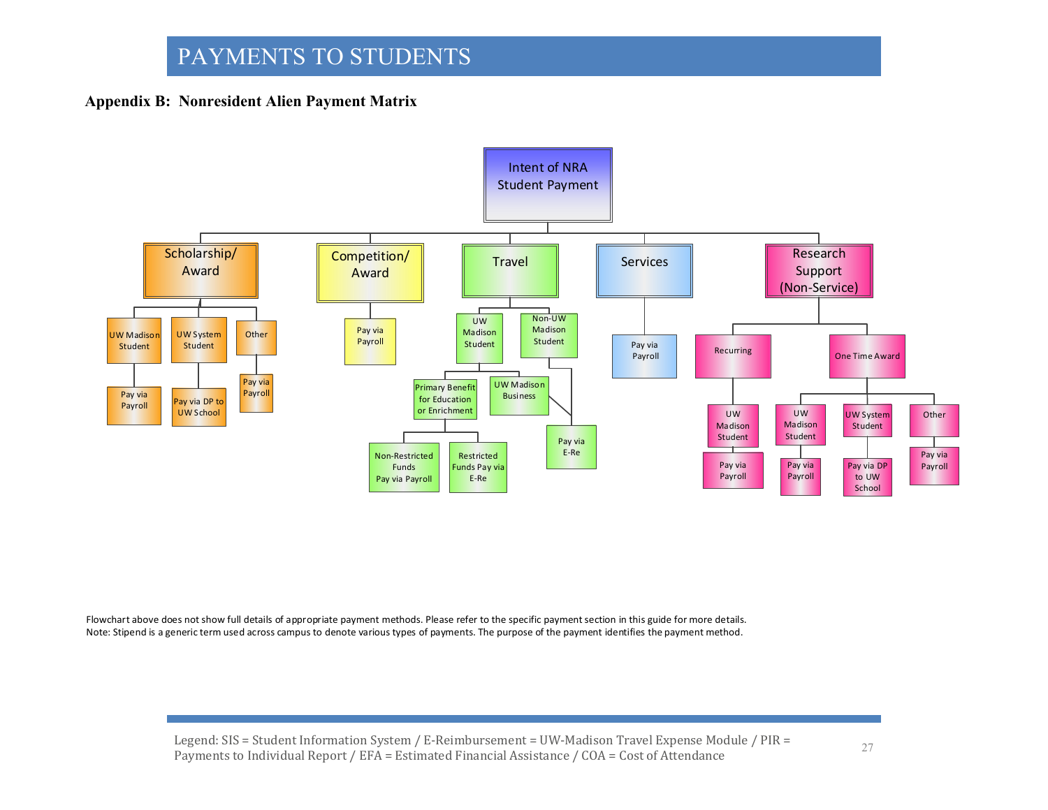# PAYMENTS TO STUDENTS

**Appendix B: Nonresident Alien Payment Matrix**

Intent of NRA Student Payment

Scholarship/ Award
UW Madison Student
Pay via Payroll
UW System Student
Pay via DP to UW School
Other
Pay via Payroll

Competition/ Award
Pay via Payroll

Travel
UW Madison Student
Primary Benefit for Education or Enrichment
Non-Restricted Funds Pay via Payroll
Restricted Funds Pay via E-Re
UW Madison Business
Non-UW Madison Student
Pay via E-Re

Services
Pay via Payroll

Research Support (Non-Service)
Recurring
UW Madison Student
Pay via Payroll
One Time Award
UW Madison Student
Pay via Payroll
UW System Student
Pay via DP to UW School
Other
Pay via Payroll

Flowchart above does not show full details of appropriate payment methods. Please refer to the specific payment section in this guide for more details.
Note: Stipend is a generic term used across campus to denote various types of payments. The purpose of the payment identifies the payment method.

Legend: SIS = Student Information System / E-Reimbursement = UW-Madison Travel Expense Module / PIR = Payments to Individual Report / EFA = Estimated Financial Assistance / COA = Cost of Attendance